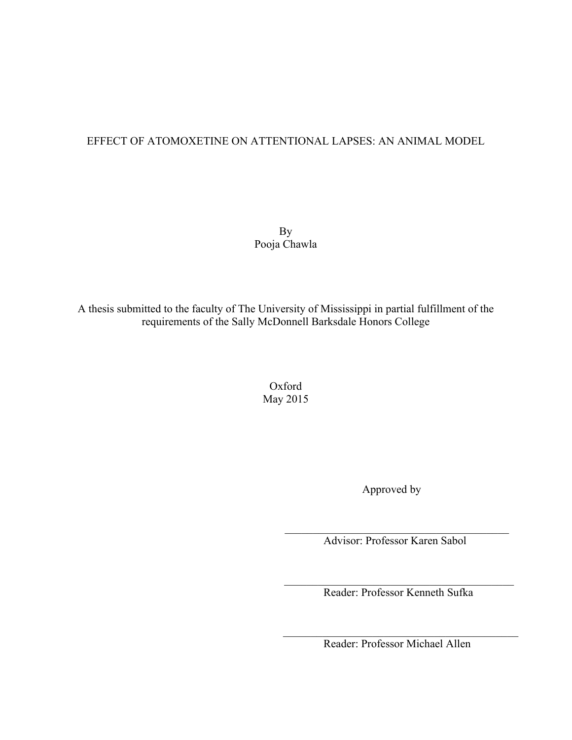# EFFECT OF ATOMOXETINE ON ATTENTIONAL LAPSES: AN ANIMAL MODEL

By
Pooja Chawla

A thesis submitted to the faculty of The University of Mississippi in partial fulfillment of the requirements of the Sally McDonnell Barksdale Honors College

Oxford
May 2015

Approved by

___________________________________
Advisor: Professor Karen Sabol

___________________________________
Reader: Professor Kenneth Sufka

___________________________________
Reader: Professor Michael Allen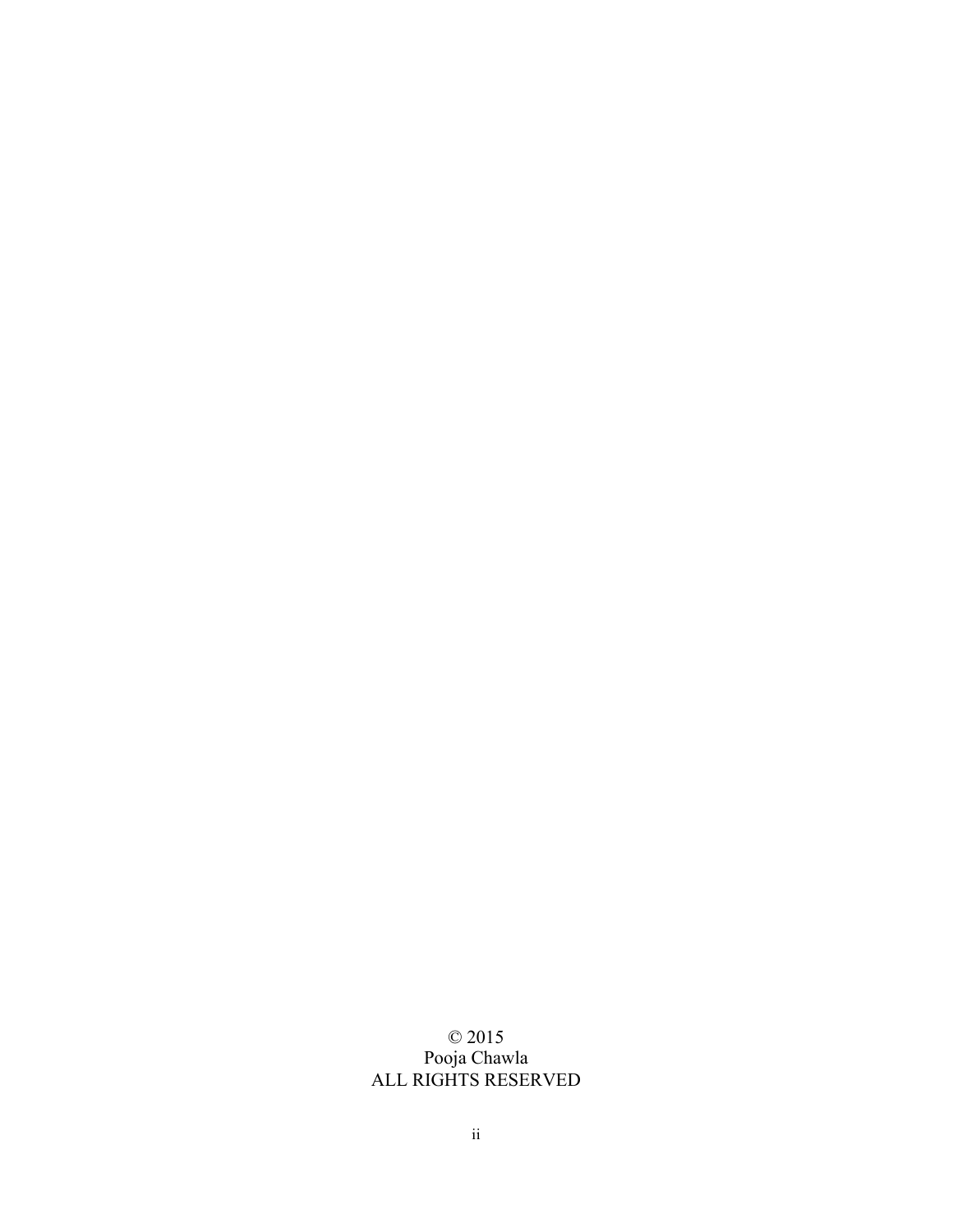© 2015
Pooja Chawla
ALL RIGHTS RESERVED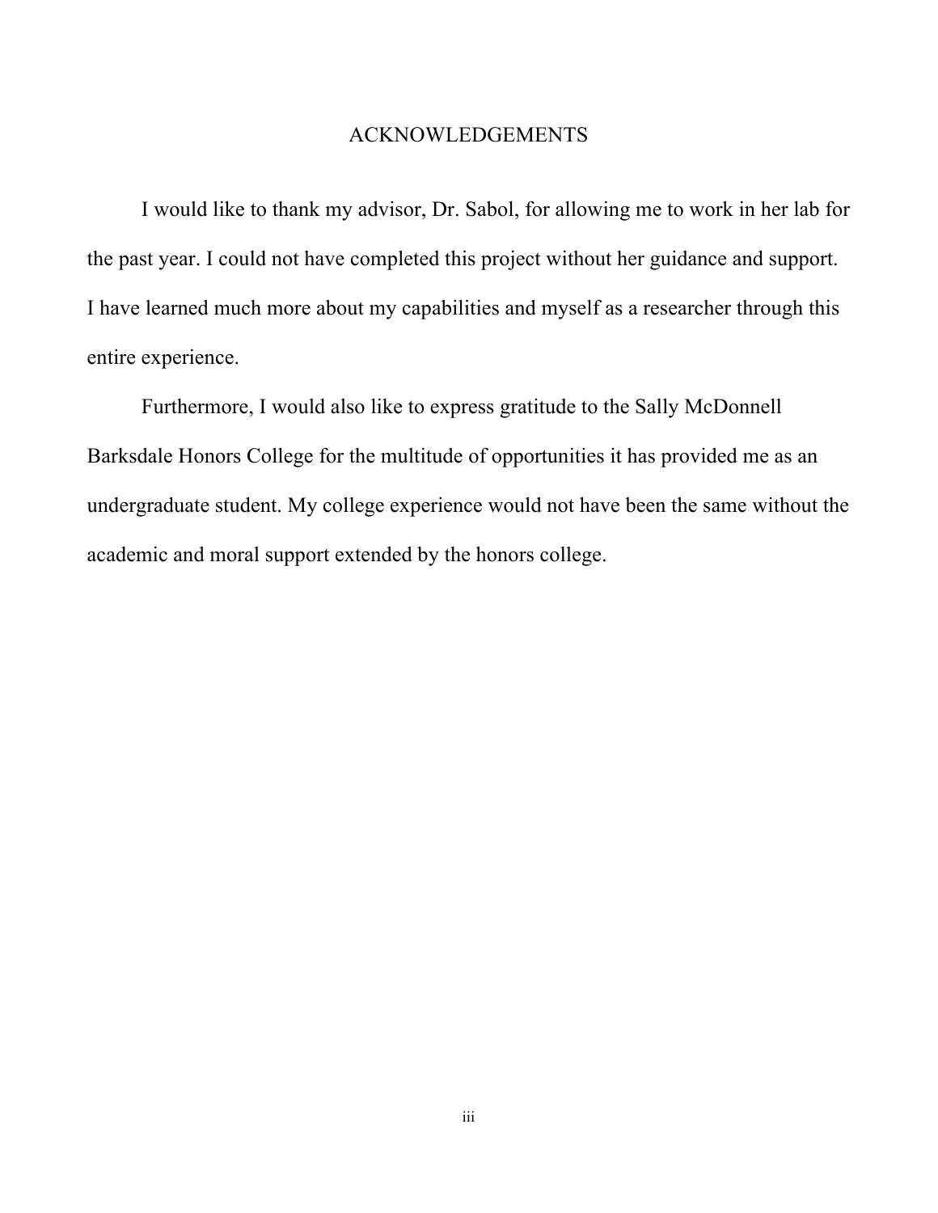# ACKNOWLEDGEMENTS

I would like to thank my advisor, Dr. Sabol, for allowing me to work in her lab for the past year. I could not have completed this project without her guidance and support. I have learned much more about my capabilities and myself as a researcher through this entire experience.

Furthermore, I would also like to express gratitude to the Sally McDonnell Barksdale Honors College for the multitude of opportunities it has provided me as an undergraduate student. My college experience would not have been the same without the academic and moral support extended by the honors college.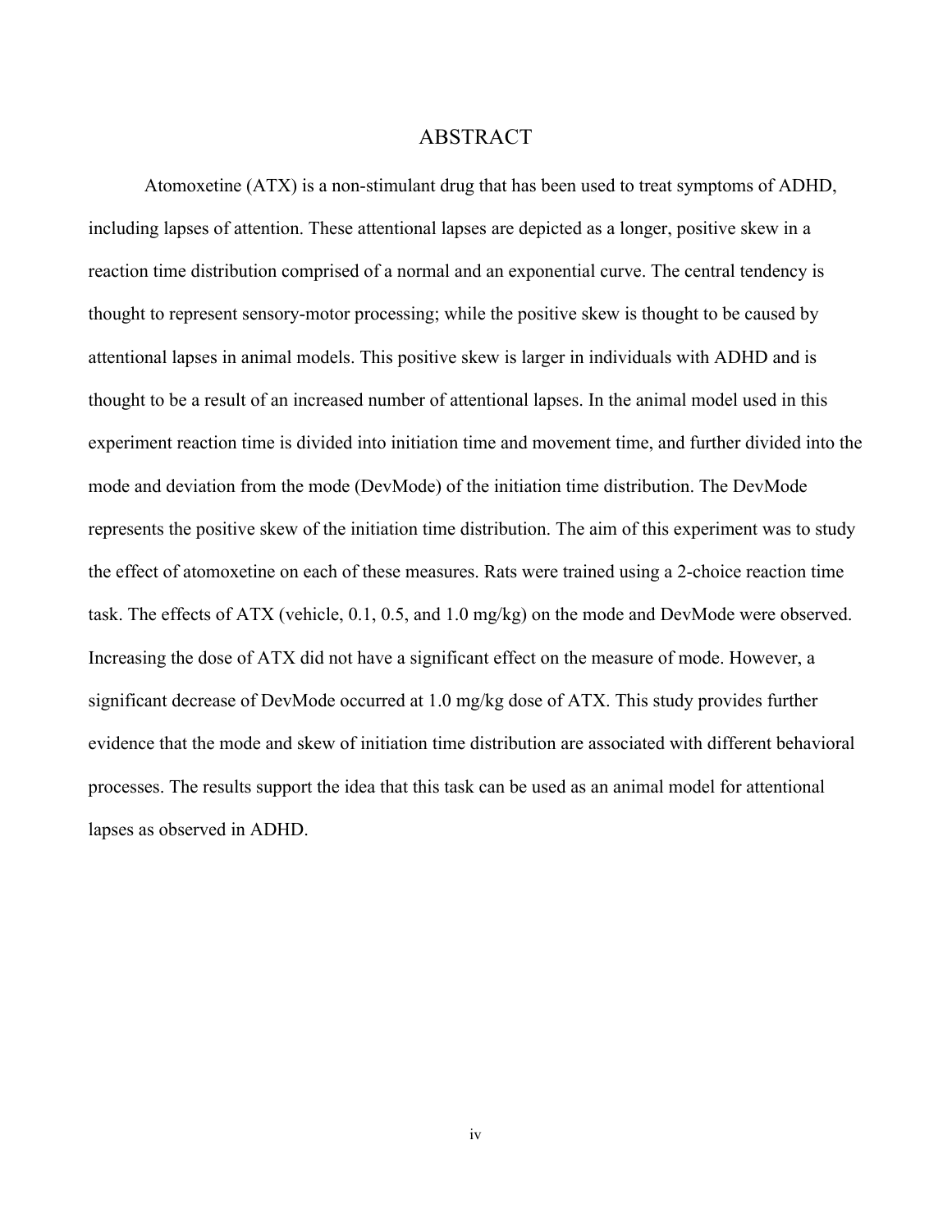# ABSTRACT

Atomoxetine (ATX) is a non-stimulant drug that has been used to treat symptoms of ADHD, including lapses of attention. These attentional lapses are depicted as a longer, positive skew in a reaction time distribution comprised of a normal and an exponential curve. The central tendency is thought to represent sensory-motor processing; while the positive skew is thought to be caused by attentional lapses in animal models. This positive skew is larger in individuals with ADHD and is thought to be a result of an increased number of attentional lapses. In the animal model used in this experiment reaction time is divided into initiation time and movement time, and further divided into the mode and deviation from the mode (DevMode) of the initiation time distribution. The DevMode represents the positive skew of the initiation time distribution. The aim of this experiment was to study the effect of atomoxetine on each of these measures. Rats were trained using a 2-choice reaction time task. The effects of ATX (vehicle, 0.1, 0.5, and 1.0 mg/kg) on the mode and DevMode were observed. Increasing the dose of ATX did not have a significant effect on the measure of mode. However, a significant decrease of DevMode occurred at 1.0 mg/kg dose of ATX. This study provides further evidence that the mode and skew of initiation time distribution are associated with different behavioral processes. The results support the idea that this task can be used as an animal model for attentional lapses as observed in ADHD.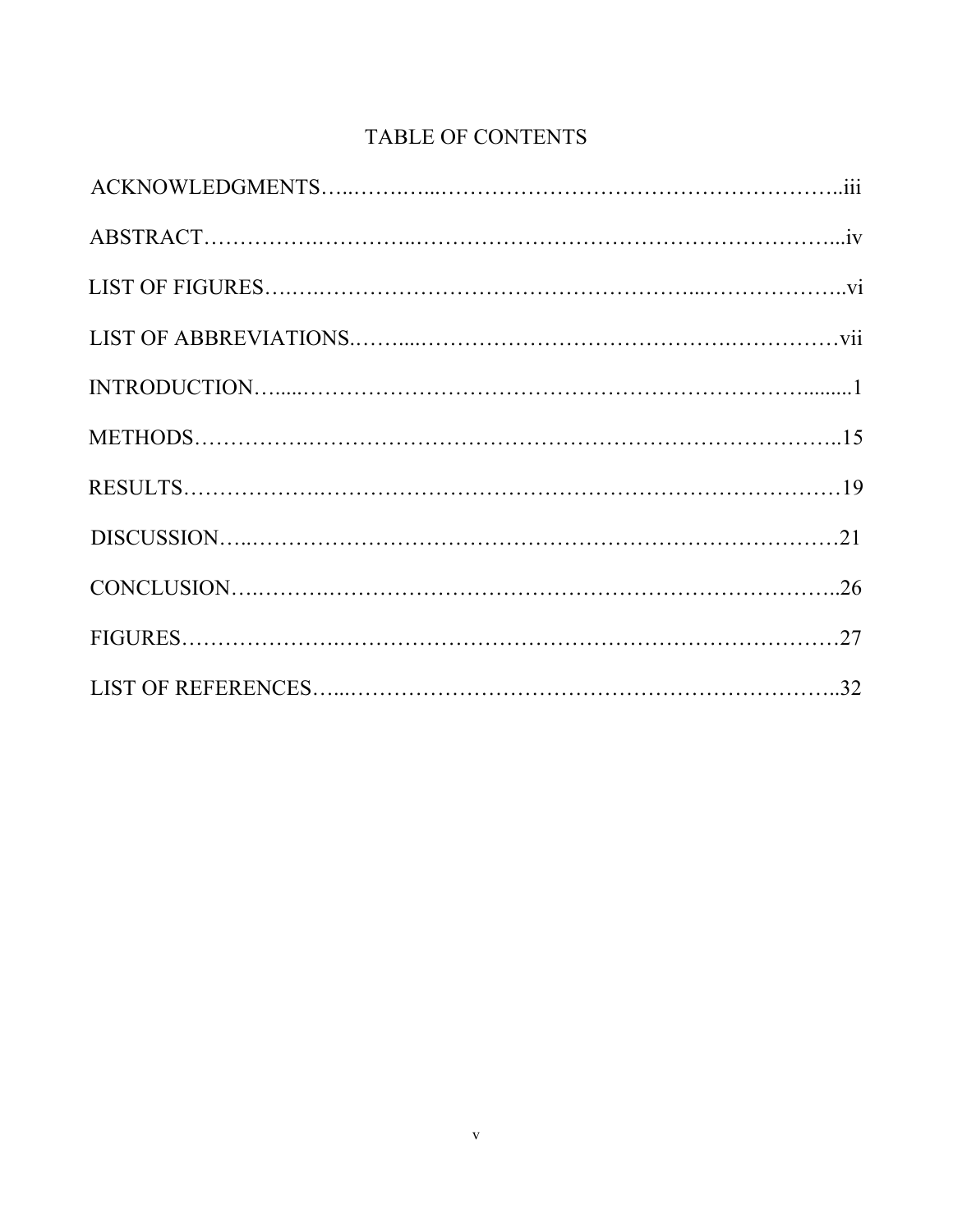# TABLE OF CONTENTS

ACKNOWLEDGMENTS....................................................iii

ABSTRACT....................................................iv

LIST OF FIGURES....................................................vi

LIST OF ABBREVIATIONS....................................................vii

INTRODUCTION....................................................1

METHODS....................................................15

RESULTS....................................................19

DISCUSSION....................................................21

CONCLUSION....................................................26

FIGURES....................................................27

LIST OF REFERENCES....................................................32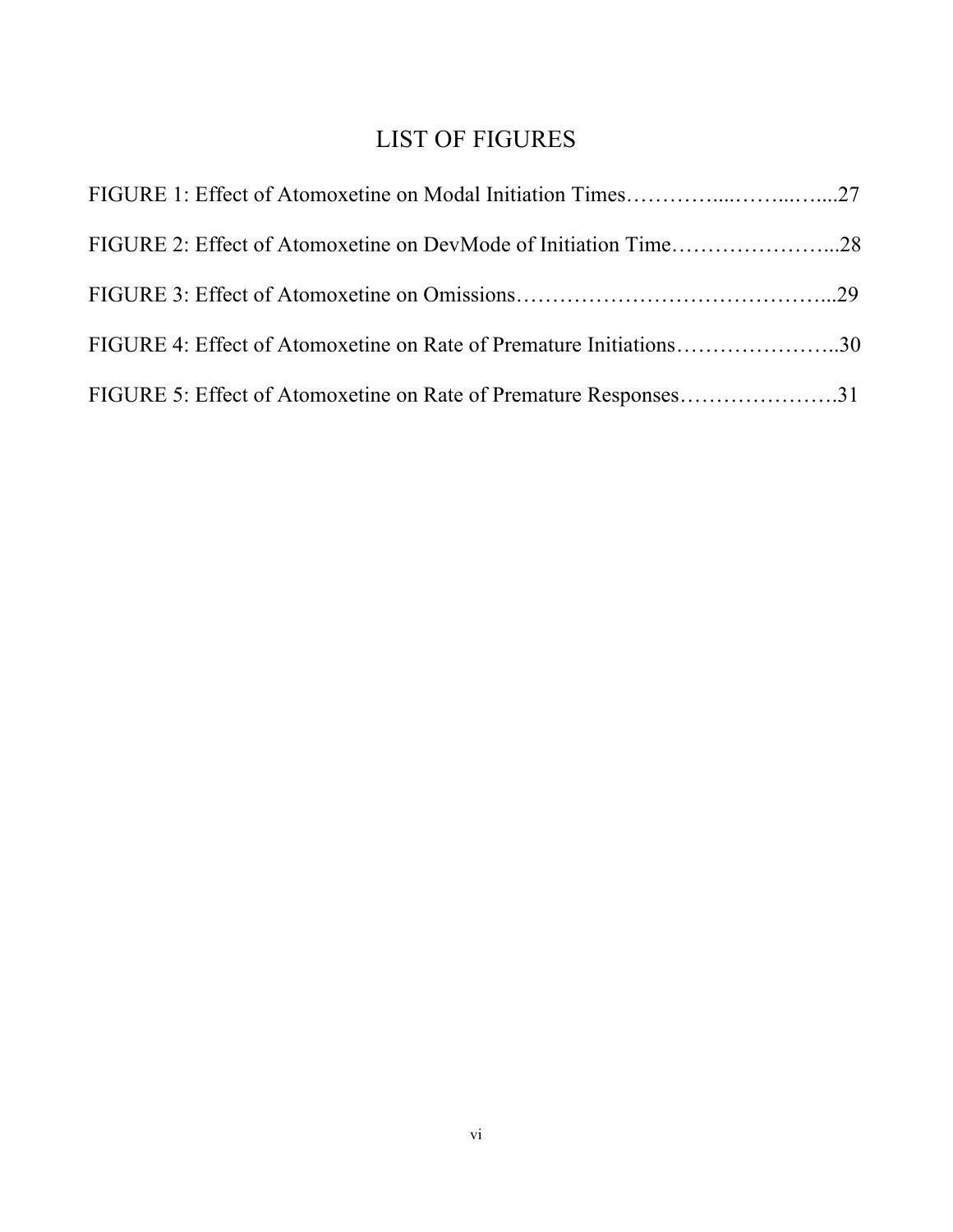# LIST OF FIGURES

FIGURE 1: Effect of Atomoxetine on Modal Initiation Times…………...……...…...27

FIGURE 2: Effect of Atomoxetine on DevMode of Initiation Time…………………...28

FIGURE 3: Effect of Atomoxetine on Omissions……………………………………...29

FIGURE 4: Effect of Atomoxetine on Rate of Premature Initiations…………………..30

FIGURE 5: Effect of Atomoxetine on Rate of Premature Responses………………….31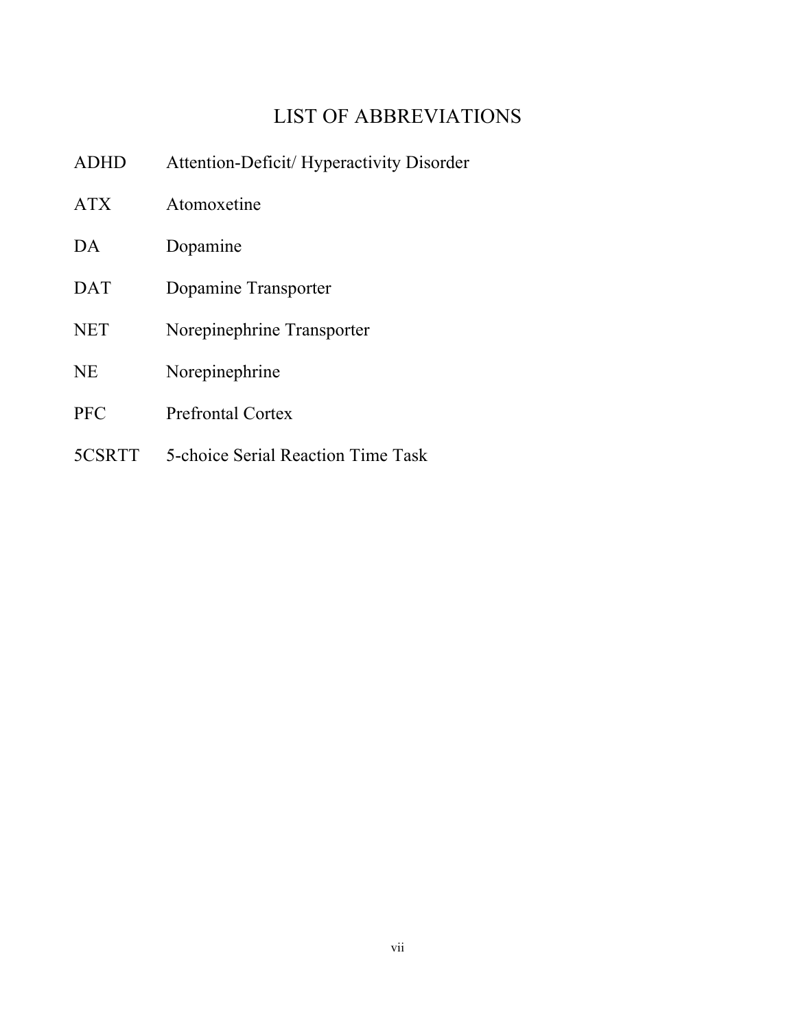# LIST OF ABBREVIATIONS

| | |
|---|---|
| ADHD | Attention-Deficit/ Hyperactivity Disorder |
| ATX | Atomoxetine |
| DA | Dopamine |
| DAT | Dopamine Transporter |
| NET | Norepinephrine Transporter |
| NE | Norepinephrine |
| PFC | Prefrontal Cortex |
| 5CSRTT | 5-choice Serial Reaction Time Task |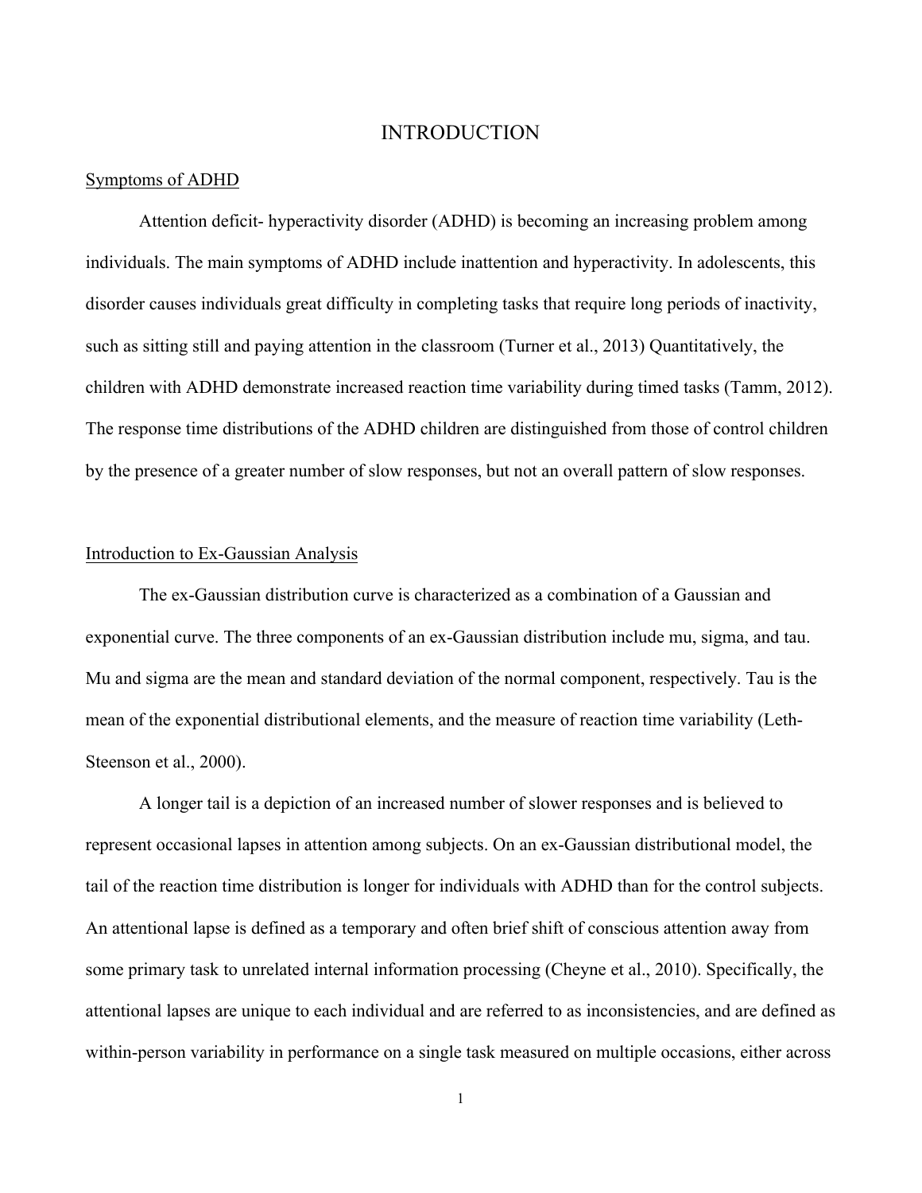# INTRODUCTION

## Symptoms of ADHD

Attention deficit- hyperactivity disorder (ADHD) is becoming an increasing problem among individuals. The main symptoms of ADHD include inattention and hyperactivity. In adolescents, this disorder causes individuals great difficulty in completing tasks that require long periods of inactivity, such as sitting still and paying attention in the classroom (Turner et al., 2013) Quantitatively, the children with ADHD demonstrate increased reaction time variability during timed tasks (Tamm, 2012). The response time distributions of the ADHD children are distinguished from those of control children by the presence of a greater number of slow responses, but not an overall pattern of slow responses.

## Introduction to Ex-Gaussian Analysis

The ex-Gaussian distribution curve is characterized as a combination of a Gaussian and exponential curve. The three components of an ex-Gaussian distribution include mu, sigma, and tau. Mu and sigma are the mean and standard deviation of the normal component, respectively. Tau is the mean of the exponential distributional elements, and the measure of reaction time variability (Leth-Steenson et al., 2000).

A longer tail is a depiction of an increased number of slower responses and is believed to represent occasional lapses in attention among subjects. On an ex-Gaussian distributional model, the tail of the reaction time distribution is longer for individuals with ADHD than for the control subjects. An attentional lapse is defined as a temporary and often brief shift of conscious attention away from some primary task to unrelated internal information processing (Cheyne et al., 2010). Specifically, the attentional lapses are unique to each individual and are referred to as inconsistencies, and are defined as within-person variability in performance on a single task measured on multiple occasions, either across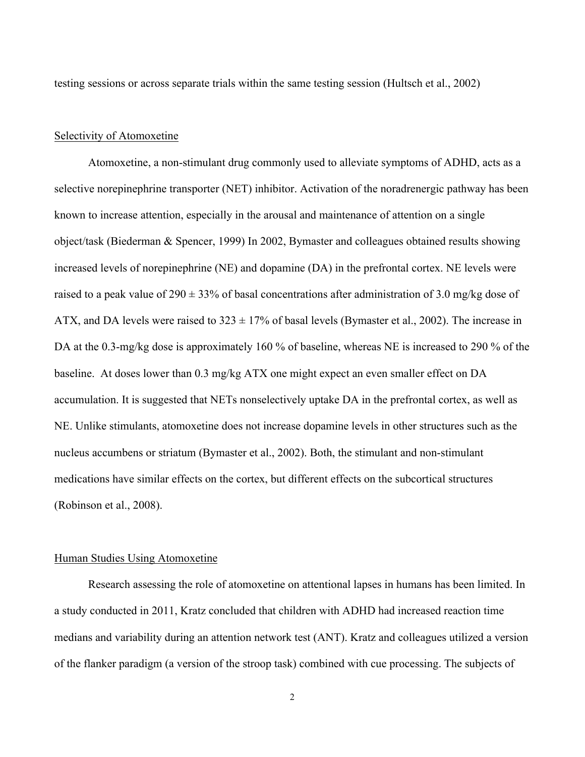testing sessions or across separate trials within the same testing session (Hultsch et al., 2002)

## Selectivity of Atomoxetine

Atomoxetine, a non-stimulant drug commonly used to alleviate symptoms of ADHD, acts as a selective norepinephrine transporter (NET) inhibitor. Activation of the noradrenergic pathway has been known to increase attention, especially in the arousal and maintenance of attention on a single object/task (Biederman & Spencer, 1999) In 2002, Bymaster and colleagues obtained results showing increased levels of norepinephrine (NE) and dopamine (DA) in the prefrontal cortex. NE levels were raised to a peak value of $290 \pm 33\%$ of basal concentrations after administration of 3.0 mg/kg dose of ATX, and DA levels were raised to $323 \pm 17\%$ of basal levels (Bymaster et al., 2002). The increase in DA at the 0.3-mg/kg dose is approximately 160 % of baseline, whereas NE is increased to 290 % of the baseline. At doses lower than 0.3 mg/kg ATX one might expect an even smaller effect on DA accumulation. It is suggested that NETs nonselectively uptake DA in the prefrontal cortex, as well as NE. Unlike stimulants, atomoxetine does not increase dopamine levels in other structures such as the nucleus accumbens or striatum (Bymaster et al., 2002). Both, the stimulant and non-stimulant medications have similar effects on the cortex, but different effects on the subcortical structures (Robinson et al., 2008).

## Human Studies Using Atomoxetine

Research assessing the role of atomoxetine on attentional lapses in humans has been limited. In a study conducted in 2011, Kratz concluded that children with ADHD had increased reaction time medians and variability during an attention network test (ANT). Kratz and colleagues utilized a version of the flanker paradigm (a version of the stroop task) combined with cue processing. The subjects of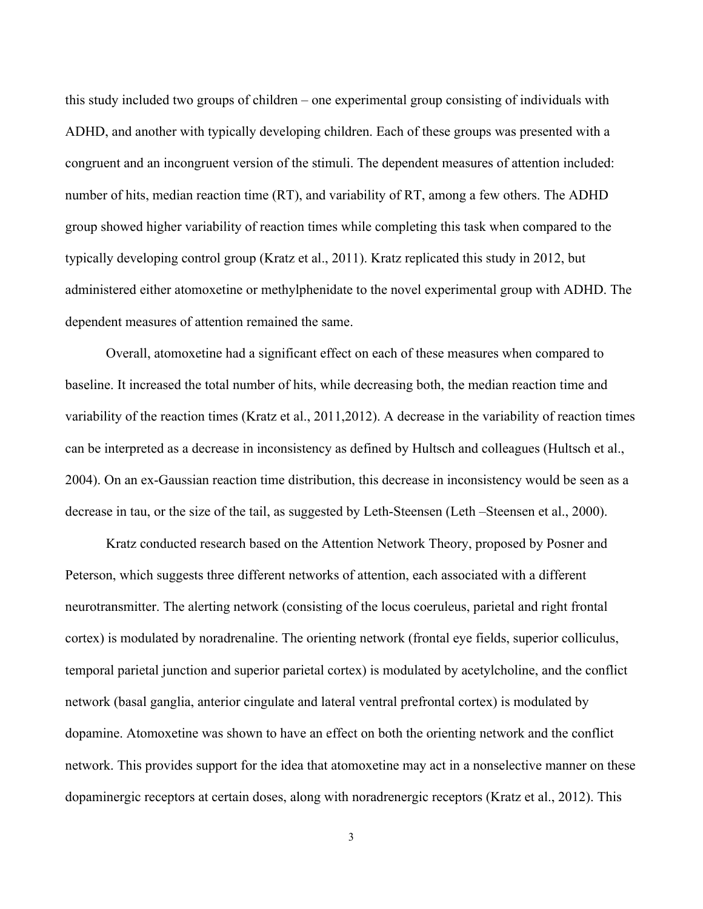this study included two groups of children – one experimental group consisting of individuals with ADHD, and another with typically developing children. Each of these groups was presented with a congruent and an incongruent version of the stimuli. The dependent measures of attention included: number of hits, median reaction time (RT), and variability of RT, among a few others. The ADHD group showed higher variability of reaction times while completing this task when compared to the typically developing control group (Kratz et al., 2011). Kratz replicated this study in 2012, but administered either atomoxetine or methylphenidate to the novel experimental group with ADHD. The dependent measures of attention remained the same.

Overall, atomoxetine had a significant effect on each of these measures when compared to baseline. It increased the total number of hits, while decreasing both, the median reaction time and variability of the reaction times (Kratz et al., 2011,2012). A decrease in the variability of reaction times can be interpreted as a decrease in inconsistency as defined by Hultsch and colleagues (Hultsch et al., 2004). On an ex-Gaussian reaction time distribution, this decrease in inconsistency would be seen as a decrease in tau, or the size of the tail, as suggested by Leth-Steensen (Leth –Steensen et al., 2000).

Kratz conducted research based on the Attention Network Theory, proposed by Posner and Peterson, which suggests three different networks of attention, each associated with a different neurotransmitter. The alerting network (consisting of the locus coeruleus, parietal and right frontal cortex) is modulated by noradrenaline. The orienting network (frontal eye fields, superior colliculus, temporal parietal junction and superior parietal cortex) is modulated by acetylcholine, and the conflict network (basal ganglia, anterior cingulate and lateral ventral prefrontal cortex) is modulated by dopamine. Atomoxetine was shown to have an effect on both the orienting network and the conflict network. This provides support for the idea that atomoxetine may act in a nonselective manner on these dopaminergic receptors at certain doses, along with noradrenergic receptors (Kratz et al., 2012). This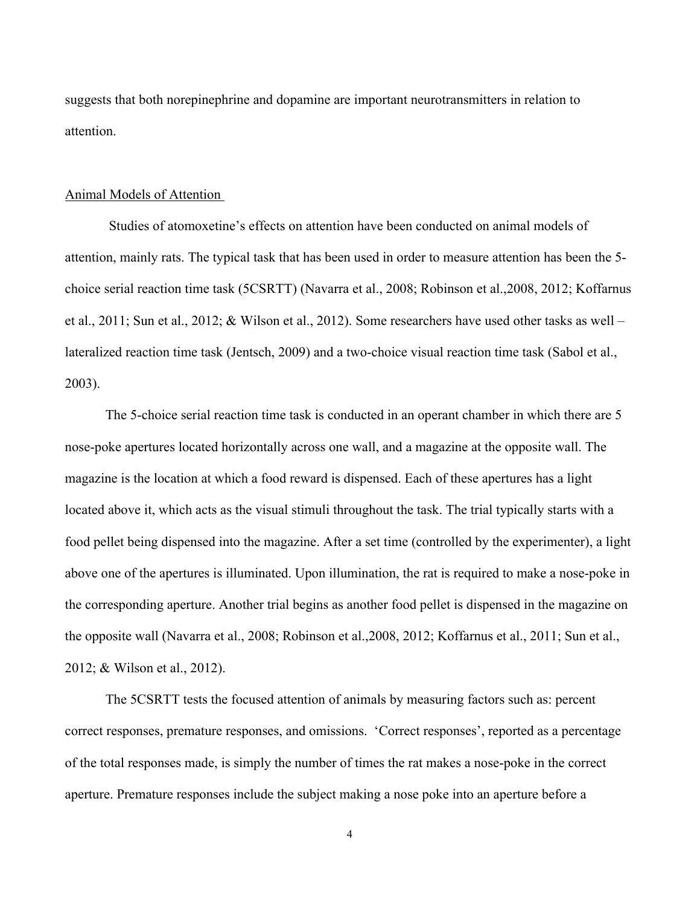suggests that both norepinephrine and dopamine are important neurotransmitters in relation to attention.

## Animal Models of Attention

Studies of atomoxetine's effects on attention have been conducted on animal models of attention, mainly rats. The typical task that has been used in order to measure attention has been the 5-choice serial reaction time task (5CSRTT) (Navarra et al., 2008; Robinson et al.,2008, 2012; Koffarnus et al., 2011; Sun et al., 2012; & Wilson et al., 2012). Some researchers have used other tasks as well – lateralized reaction time task (Jentsch, 2009) and a two-choice visual reaction time task (Sabol et al., 2003).

The 5-choice serial reaction time task is conducted in an operant chamber in which there are 5 nose-poke apertures located horizontally across one wall, and a magazine at the opposite wall. The magazine is the location at which a food reward is dispensed. Each of these apertures has a light located above it, which acts as the visual stimuli throughout the task. The trial typically starts with a food pellet being dispensed into the magazine. After a set time (controlled by the experimenter), a light above one of the apertures is illuminated. Upon illumination, the rat is required to make a nose-poke in the corresponding aperture. Another trial begins as another food pellet is dispensed in the magazine on the opposite wall (Navarra et al., 2008; Robinson et al.,2008, 2012; Koffarnus et al., 2011; Sun et al., 2012; & Wilson et al., 2012).

The 5CSRTT tests the focused attention of animals by measuring factors such as: percent correct responses, premature responses, and omissions. 'Correct responses', reported as a percentage of the total responses made, is simply the number of times the rat makes a nose-poke in the correct aperture. Premature responses include the subject making a nose poke into an aperture before a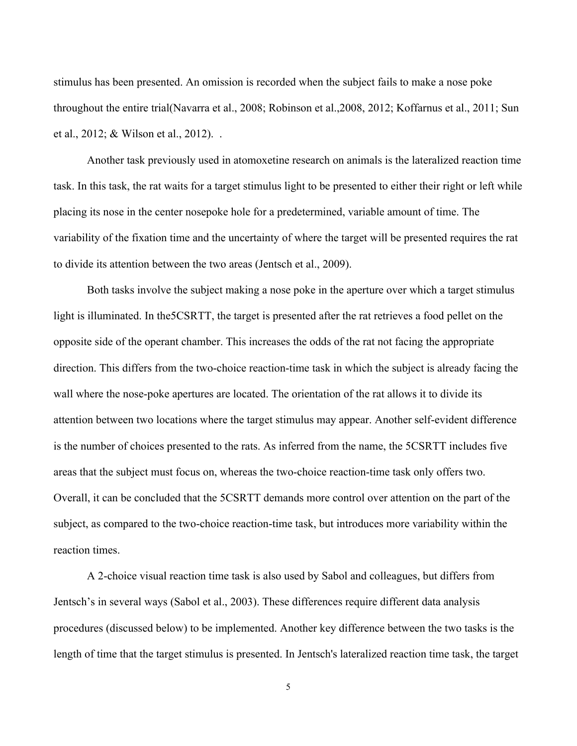stimulus has been presented. An omission is recorded when the subject fails to make a nose poke throughout the entire trial(Navarra et al., 2008; Robinson et al.,2008, 2012; Koffarnus et al., 2011; Sun et al., 2012; & Wilson et al., 2012). .

Another task previously used in atomoxetine research on animals is the lateralized reaction time task. In this task, the rat waits for a target stimulus light to be presented to either their right or left while placing its nose in the center nosepoke hole for a predetermined, variable amount of time. The variability of the fixation time and the uncertainty of where the target will be presented requires the rat to divide its attention between the two areas (Jentsch et al., 2009).

Both tasks involve the subject making a nose poke in the aperture over which a target stimulus light is illuminated. In the5CSRTT, the target is presented after the rat retrieves a food pellet on the opposite side of the operant chamber. This increases the odds of the rat not facing the appropriate direction. This differs from the two-choice reaction-time task in which the subject is already facing the wall where the nose-poke apertures are located. The orientation of the rat allows it to divide its attention between two locations where the target stimulus may appear. Another self-evident difference is the number of choices presented to the rats. As inferred from the name, the 5CSRTT includes five areas that the subject must focus on, whereas the two-choice reaction-time task only offers two. Overall, it can be concluded that the 5CSRTT demands more control over attention on the part of the subject, as compared to the two-choice reaction-time task, but introduces more variability within the reaction times.

A 2-choice visual reaction time task is also used by Sabol and colleagues, but differs from Jentsch's in several ways (Sabol et al., 2003). These differences require different data analysis procedures (discussed below) to be implemented. Another key difference between the two tasks is the length of time that the target stimulus is presented. In Jentsch's lateralized reaction time task, the target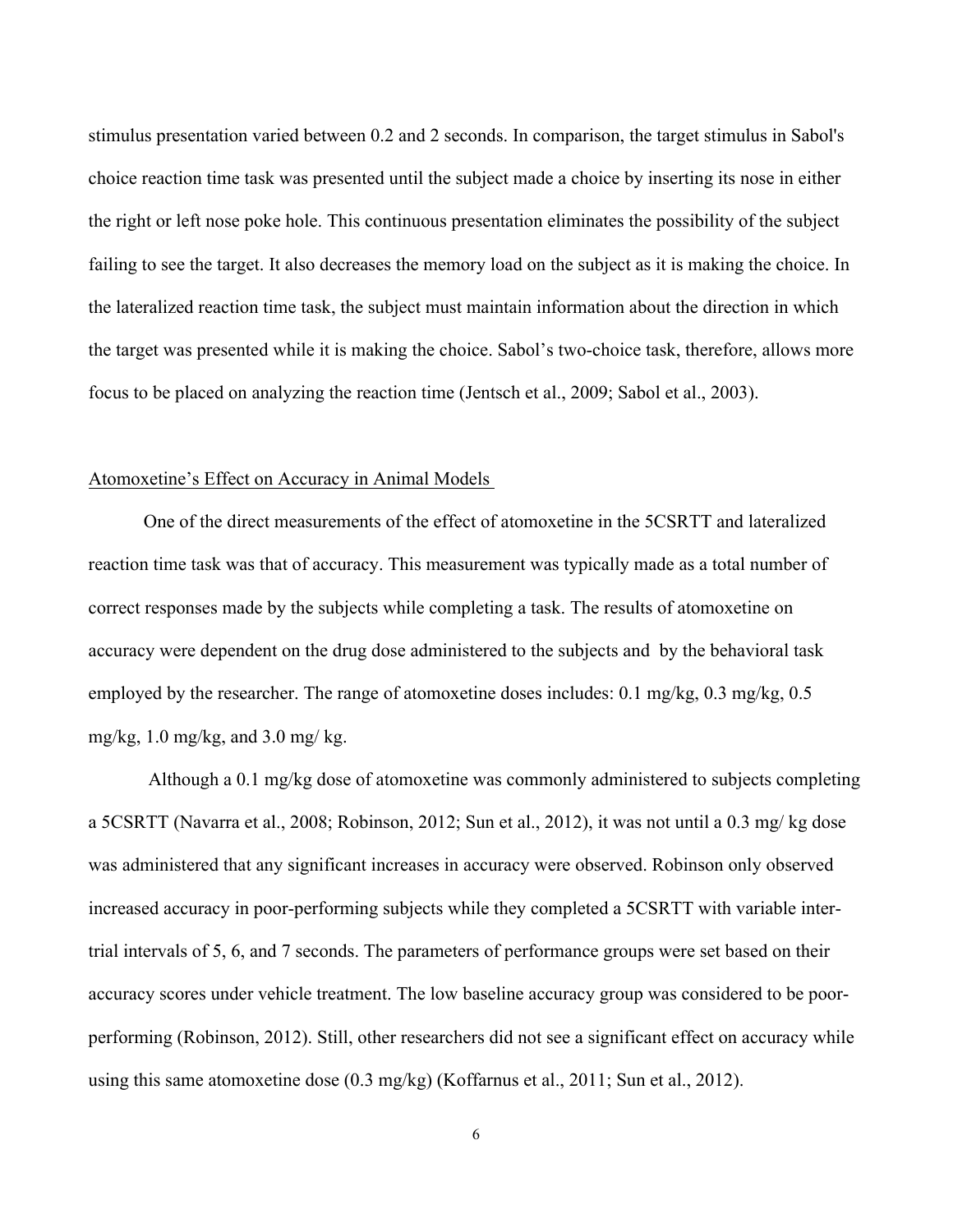stimulus presentation varied between 0.2 and 2 seconds. In comparison, the target stimulus in Sabol's choice reaction time task was presented until the subject made a choice by inserting its nose in either the right or left nose poke hole. This continuous presentation eliminates the possibility of the subject failing to see the target. It also decreases the memory load on the subject as it is making the choice. In the lateralized reaction time task, the subject must maintain information about the direction in which the target was presented while it is making the choice. Sabol's two-choice task, therefore, allows more focus to be placed on analyzing the reaction time (Jentsch et al., 2009; Sabol et al., 2003).

## Atomoxetine's Effect on Accuracy in Animal Models

One of the direct measurements of the effect of atomoxetine in the 5CSRTT and lateralized reaction time task was that of accuracy. This measurement was typically made as a total number of correct responses made by the subjects while completing a task. The results of atomoxetine on accuracy were dependent on the drug dose administered to the subjects and by the behavioral task employed by the researcher. The range of atomoxetine doses includes: 0.1 mg/kg, 0.3 mg/kg, 0.5 mg/kg, 1.0 mg/kg, and 3.0 mg/ kg.

Although a 0.1 mg/kg dose of atomoxetine was commonly administered to subjects completing a 5CSRTT (Navarra et al., 2008; Robinson, 2012; Sun et al., 2012), it was not until a 0.3 mg/ kg dose was administered that any significant increases in accuracy were observed. Robinson only observed increased accuracy in poor-performing subjects while they completed a 5CSRTT with variable inter-trial intervals of 5, 6, and 7 seconds. The parameters of performance groups were set based on their accuracy scores under vehicle treatment. The low baseline accuracy group was considered to be poor-performing (Robinson, 2012). Still, other researchers did not see a significant effect on accuracy while using this same atomoxetine dose (0.3 mg/kg) (Koffarnus et al., 2011; Sun et al., 2012).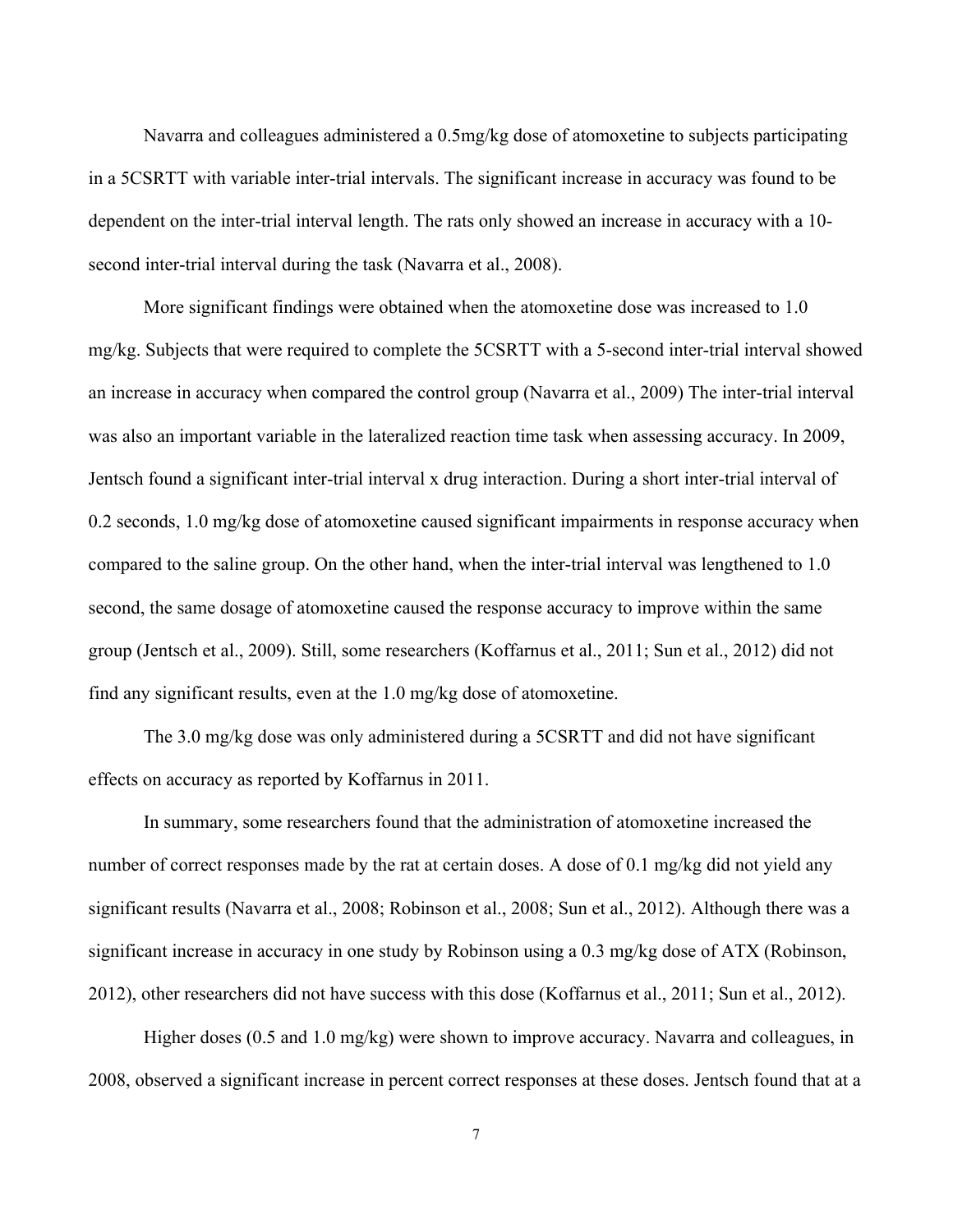Navarra and colleagues administered a 0.5mg/kg dose of atomoxetine to subjects participating in a 5CSRTT with variable inter-trial intervals. The significant increase in accuracy was found to be dependent on the inter-trial interval length. The rats only showed an increase in accuracy with a 10-second inter-trial interval during the task (Navarra et al., 2008).

More significant findings were obtained when the atomoxetine dose was increased to 1.0 mg/kg. Subjects that were required to complete the 5CSRTT with a 5-second inter-trial interval showed an increase in accuracy when compared the control group (Navarra et al., 2009) The inter-trial interval was also an important variable in the lateralized reaction time task when assessing accuracy. In 2009, Jentsch found a significant inter-trial interval x drug interaction. During a short inter-trial interval of 0.2 seconds, 1.0 mg/kg dose of atomoxetine caused significant impairments in response accuracy when compared to the saline group. On the other hand, when the inter-trial interval was lengthened to 1.0 second, the same dosage of atomoxetine caused the response accuracy to improve within the same group (Jentsch et al., 2009). Still, some researchers (Koffarnus et al., 2011; Sun et al., 2012) did not find any significant results, even at the 1.0 mg/kg dose of atomoxetine.

The 3.0 mg/kg dose was only administered during a 5CSRTT and did not have significant effects on accuracy as reported by Koffarnus in 2011.

In summary, some researchers found that the administration of atomoxetine increased the number of correct responses made by the rat at certain doses. A dose of 0.1 mg/kg did not yield any significant results (Navarra et al., 2008; Robinson et al., 2008; Sun et al., 2012). Although there was a significant increase in accuracy in one study by Robinson using a 0.3 mg/kg dose of ATX (Robinson, 2012), other researchers did not have success with this dose (Koffarnus et al., 2011; Sun et al., 2012).

Higher doses (0.5 and 1.0 mg/kg) were shown to improve accuracy. Navarra and colleagues, in 2008, observed a significant increase in percent correct responses at these doses. Jentsch found that at a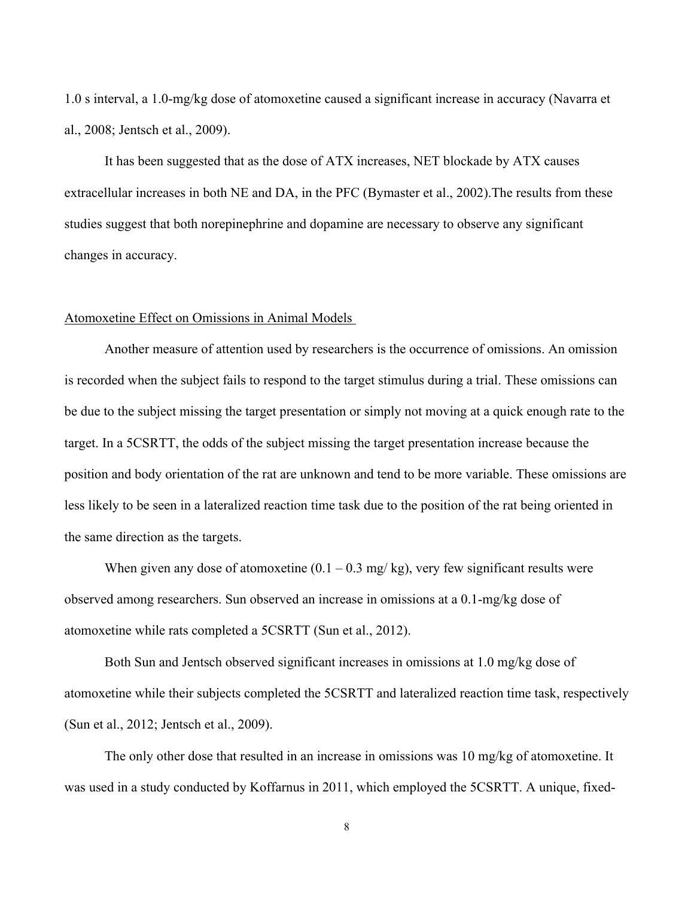1.0 s interval, a 1.0-mg/kg dose of atomoxetine caused a significant increase in accuracy (Navarra et al., 2008; Jentsch et al., 2009).

It has been suggested that as the dose of ATX increases, NET blockade by ATX causes extracellular increases in both NE and DA, in the PFC (Bymaster et al., 2002).The results from these studies suggest that both norepinephrine and dopamine are necessary to observe any significant changes in accuracy.

## Atomoxetine Effect on Omissions in Animal Models

Another measure of attention used by researchers is the occurrence of omissions. An omission is recorded when the subject fails to respond to the target stimulus during a trial. These omissions can be due to the subject missing the target presentation or simply not moving at a quick enough rate to the target. In a 5CSRTT, the odds of the subject missing the target presentation increase because the position and body orientation of the rat are unknown and tend to be more variable. These omissions are less likely to be seen in a lateralized reaction time task due to the position of the rat being oriented in the same direction as the targets.

When given any dose of atomoxetine (0.1 – 0.3 mg/ kg), very few significant results were observed among researchers. Sun observed an increase in omissions at a 0.1-mg/kg dose of atomoxetine while rats completed a 5CSRTT (Sun et al., 2012).

Both Sun and Jentsch observed significant increases in omissions at 1.0 mg/kg dose of atomoxetine while their subjects completed the 5CSRTT and lateralized reaction time task, respectively (Sun et al., 2012; Jentsch et al., 2009).

The only other dose that resulted in an increase in omissions was 10 mg/kg of atomoxetine. It was used in a study conducted by Koffarnus in 2011, which employed the 5CSRTT. A unique, fixed-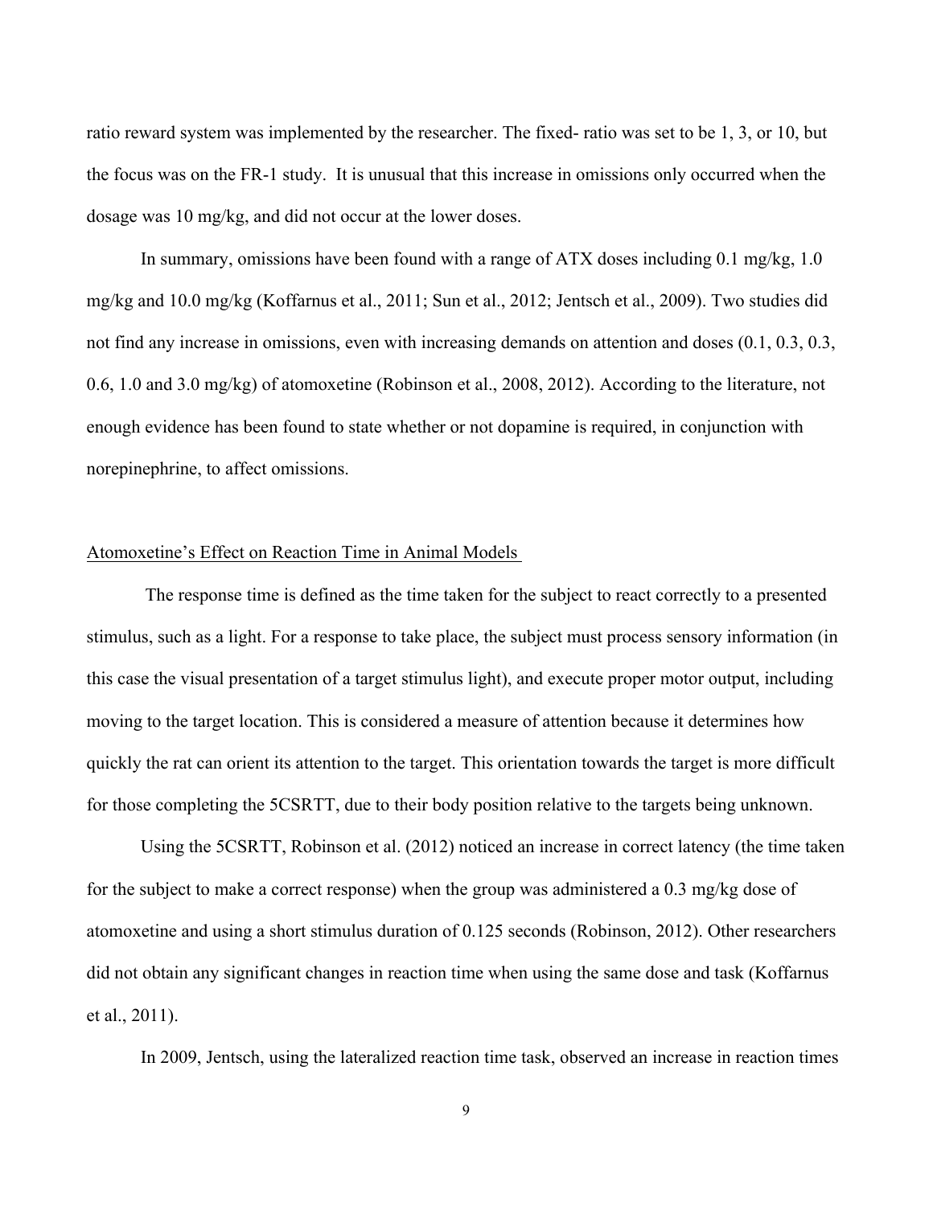ratio reward system was implemented by the researcher. The fixed- ratio was set to be 1, 3, or 10, but the focus was on the FR-1 study. It is unusual that this increase in omissions only occurred when the dosage was 10 mg/kg, and did not occur at the lower doses.

In summary, omissions have been found with a range of ATX doses including 0.1 mg/kg, 1.0 mg/kg and 10.0 mg/kg (Koffarnus et al., 2011; Sun et al., 2012; Jentsch et al., 2009). Two studies did not find any increase in omissions, even with increasing demands on attention and doses (0.1, 0.3, 0.3, 0.6, 1.0 and 3.0 mg/kg) of atomoxetine (Robinson et al., 2008, 2012). According to the literature, not enough evidence has been found to state whether or not dopamine is required, in conjunction with norepinephrine, to affect omissions.

## Atomoxetine's Effect on Reaction Time in Animal Models

The response time is defined as the time taken for the subject to react correctly to a presented stimulus, such as a light. For a response to take place, the subject must process sensory information (in this case the visual presentation of a target stimulus light), and execute proper motor output, including moving to the target location. This is considered a measure of attention because it determines how quickly the rat can orient its attention to the target. This orientation towards the target is more difficult for those completing the 5CSRTT, due to their body position relative to the targets being unknown.

Using the 5CSRTT, Robinson et al. (2012) noticed an increase in correct latency (the time taken for the subject to make a correct response) when the group was administered a 0.3 mg/kg dose of atomoxetine and using a short stimulus duration of 0.125 seconds (Robinson, 2012). Other researchers did not obtain any significant changes in reaction time when using the same dose and task (Koffarnus et al., 2011).

In 2009, Jentsch, using the lateralized reaction time task, observed an increase in reaction times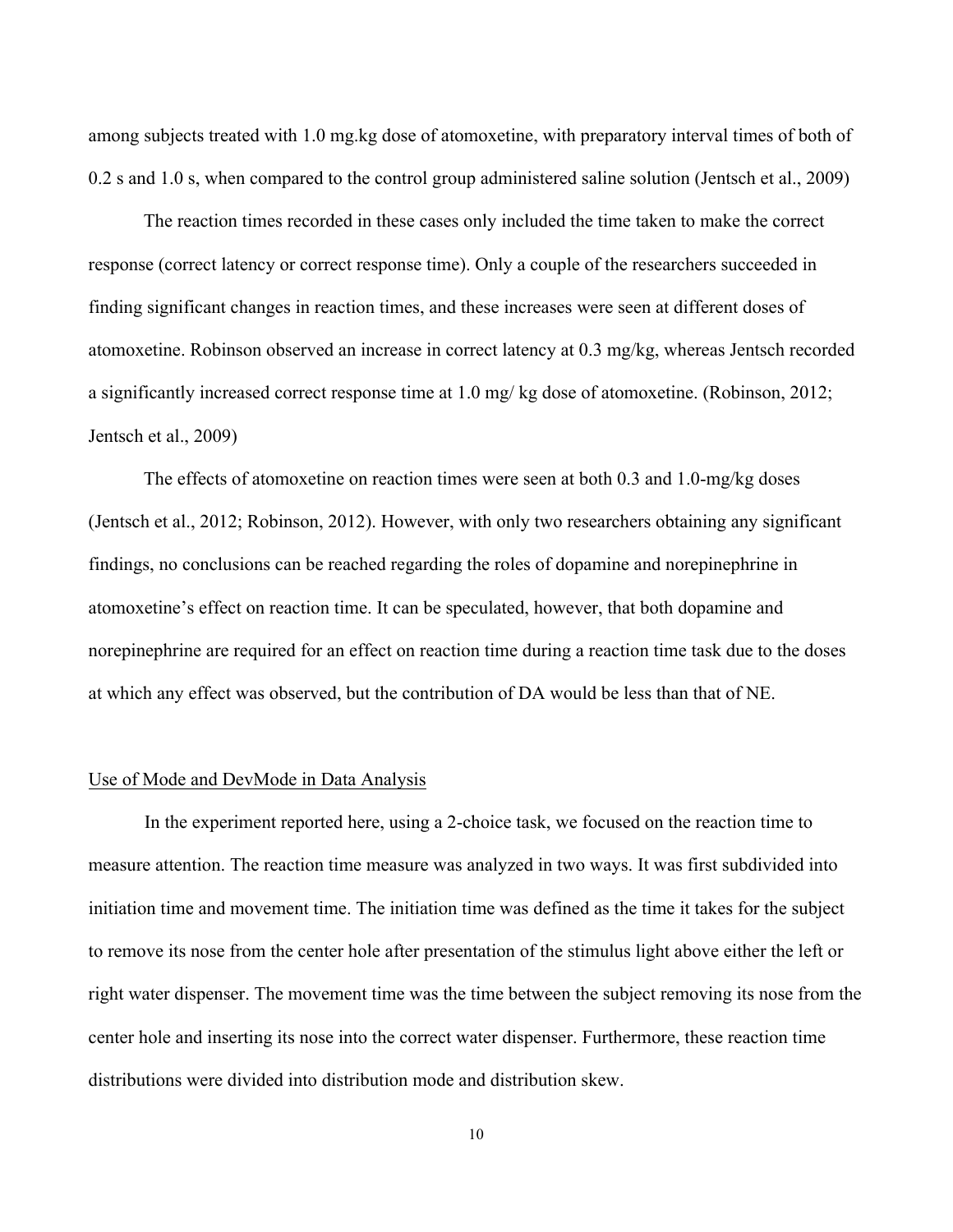among subjects treated with 1.0 mg.kg dose of atomoxetine, with preparatory interval times of both of 0.2 s and 1.0 s, when compared to the control group administered saline solution (Jentsch et al., 2009)

The reaction times recorded in these cases only included the time taken to make the correct response (correct latency or correct response time). Only a couple of the researchers succeeded in finding significant changes in reaction times, and these increases were seen at different doses of atomoxetine. Robinson observed an increase in correct latency at 0.3 mg/kg, whereas Jentsch recorded a significantly increased correct response time at 1.0 mg/ kg dose of atomoxetine. (Robinson, 2012; Jentsch et al., 2009)

The effects of atomoxetine on reaction times were seen at both 0.3 and 1.0-mg/kg doses (Jentsch et al., 2012; Robinson, 2012). However, with only two researchers obtaining any significant findings, no conclusions can be reached regarding the roles of dopamine and norepinephrine in atomoxetine's effect on reaction time. It can be speculated, however, that both dopamine and norepinephrine are required for an effect on reaction time during a reaction time task due to the doses at which any effect was observed, but the contribution of DA would be less than that of NE.

<u>Use of Mode and DevMode in Data Analysis</u>

In the experiment reported here, using a 2-choice task, we focused on the reaction time to measure attention. The reaction time measure was analyzed in two ways. It was first subdivided into initiation time and movement time. The initiation time was defined as the time it takes for the subject to remove its nose from the center hole after presentation of the stimulus light above either the left or right water dispenser. The movement time was the time between the subject removing its nose from the center hole and inserting its nose into the correct water dispenser. Furthermore, these reaction time distributions were divided into distribution mode and distribution skew.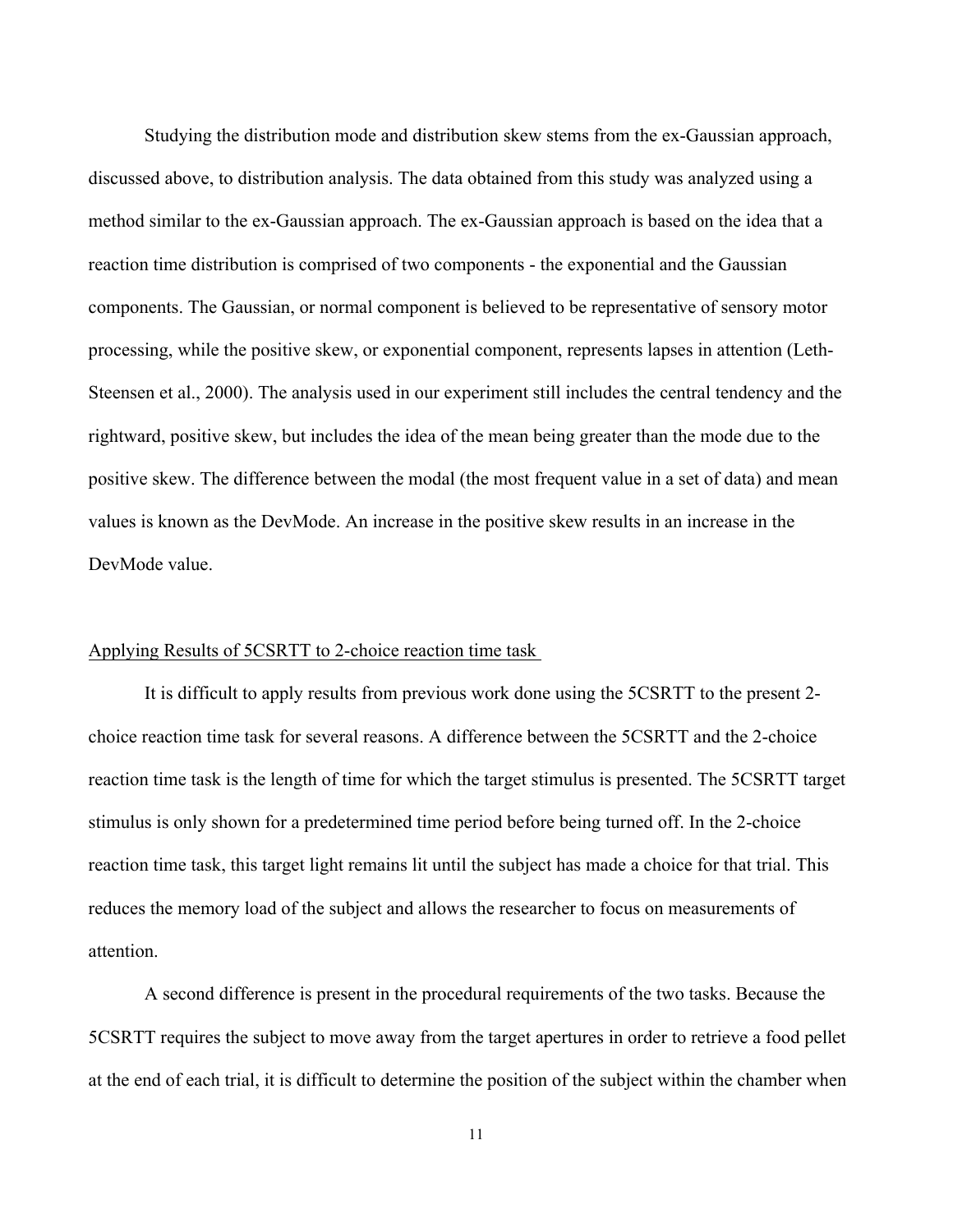Studying the distribution mode and distribution skew stems from the ex-Gaussian approach, discussed above, to distribution analysis. The data obtained from this study was analyzed using a method similar to the ex-Gaussian approach. The ex-Gaussian approach is based on the idea that a reaction time distribution is comprised of two components - the exponential and the Gaussian components. The Gaussian, or normal component is believed to be representative of sensory motor processing, while the positive skew, or exponential component, represents lapses in attention (Leth-Steensen et al., 2000). The analysis used in our experiment still includes the central tendency and the rightward, positive skew, but includes the idea of the mean being greater than the mode due to the positive skew. The difference between the modal (the most frequent value in a set of data) and mean values is known as the DevMode. An increase in the positive skew results in an increase in the DevMode value.

<u>Applying Results of 5CSRTT to 2-choice reaction time task</u>

It is difficult to apply results from previous work done using the 5CSRTT to the present 2-choice reaction time task for several reasons. A difference between the 5CSRTT and the 2-choice reaction time task is the length of time for which the target stimulus is presented. The 5CSRTT target stimulus is only shown for a predetermined time period before being turned off. In the 2-choice reaction time task, this target light remains lit until the subject has made a choice for that trial. This reduces the memory load of the subject and allows the researcher to focus on measurements of attention.

A second difference is present in the procedural requirements of the two tasks. Because the 5CSRTT requires the subject to move away from the target apertures in order to retrieve a food pellet at the end of each trial, it is difficult to determine the position of the subject within the chamber when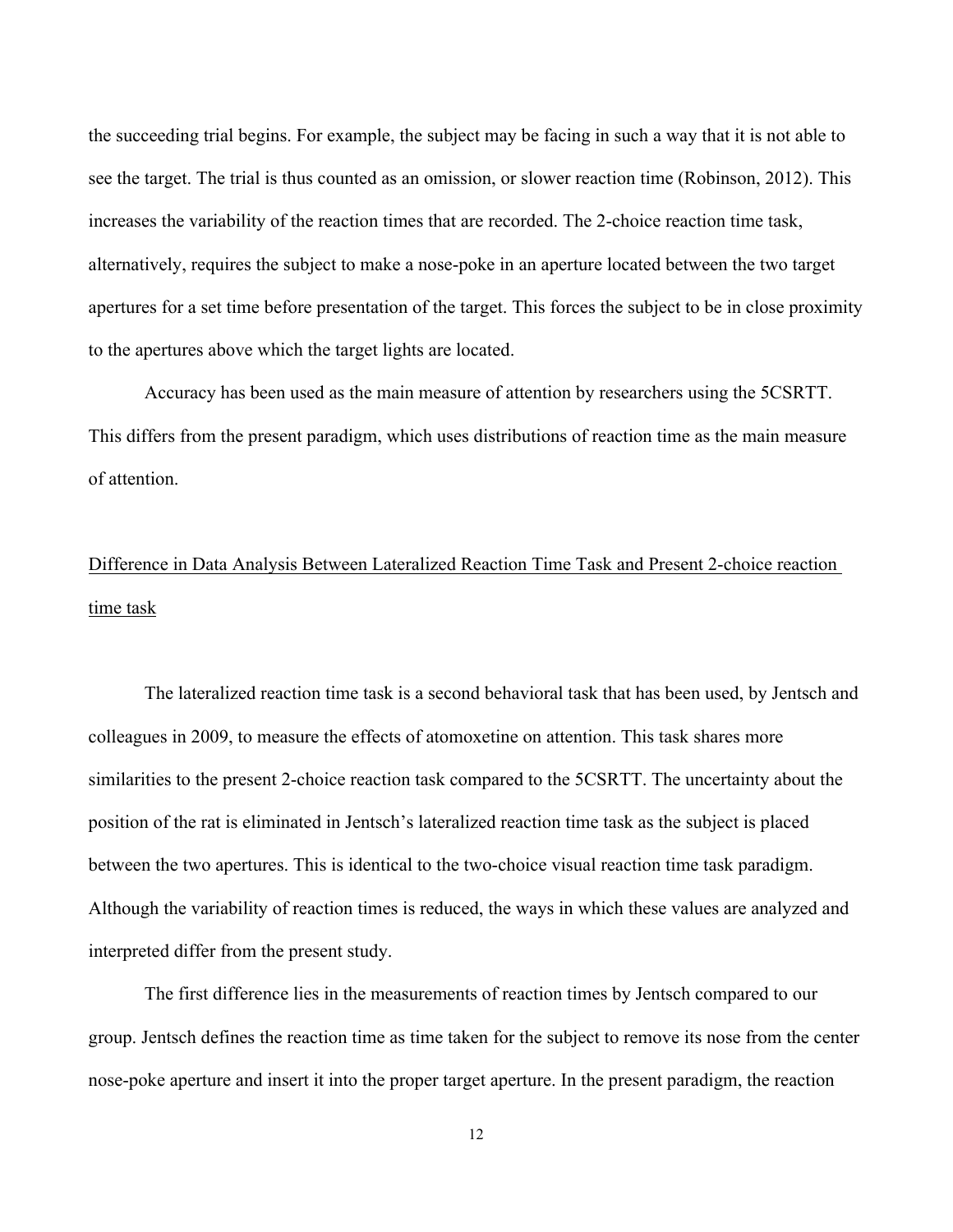the succeeding trial begins. For example, the subject may be facing in such a way that it is not able to see the target. The trial is thus counted as an omission, or slower reaction time (Robinson, 2012). This increases the variability of the reaction times that are recorded. The 2-choice reaction time task, alternatively, requires the subject to make a nose-poke in an aperture located between the two target apertures for a set time before presentation of the target. This forces the subject to be in close proximity to the apertures above which the target lights are located.

Accuracy has been used as the main measure of attention by researchers using the 5CSRTT. This differs from the present paradigm, which uses distributions of reaction time as the main measure of attention.

## Difference in Data Analysis Between Lateralized Reaction Time Task and Present 2-choice reaction time task

The lateralized reaction time task is a second behavioral task that has been used, by Jentsch and colleagues in 2009, to measure the effects of atomoxetine on attention. This task shares more similarities to the present 2-choice reaction task compared to the 5CSRTT. The uncertainty about the position of the rat is eliminated in Jentsch's lateralized reaction time task as the subject is placed between the two apertures. This is identical to the two-choice visual reaction time task paradigm. Although the variability of reaction times is reduced, the ways in which these values are analyzed and interpreted differ from the present study.

The first difference lies in the measurements of reaction times by Jentsch compared to our group. Jentsch defines the reaction time as time taken for the subject to remove its nose from the center nose-poke aperture and insert it into the proper target aperture. In the present paradigm, the reaction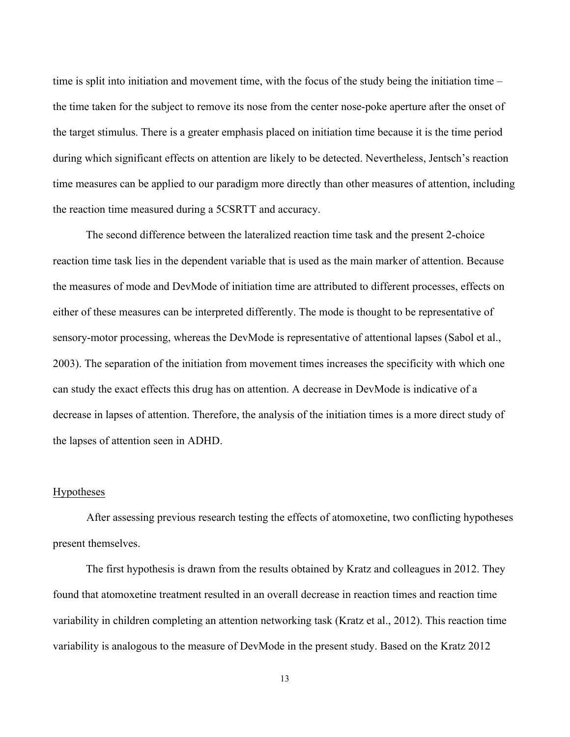time is split into initiation and movement time, with the focus of the study being the initiation time – the time taken for the subject to remove its nose from the center nose-poke aperture after the onset of the target stimulus. There is a greater emphasis placed on initiation time because it is the time period during which significant effects on attention are likely to be detected. Nevertheless, Jentsch's reaction time measures can be applied to our paradigm more directly than other measures of attention, including the reaction time measured during a 5CSRTT and accuracy.

The second difference between the lateralized reaction time task and the present 2-choice reaction time task lies in the dependent variable that is used as the main marker of attention. Because the measures of mode and DevMode of initiation time are attributed to different processes, effects on either of these measures can be interpreted differently. The mode is thought to be representative of sensory-motor processing, whereas the DevMode is representative of attentional lapses (Sabol et al., 2003). The separation of the initiation from movement times increases the specificity with which one can study the exact effects this drug has on attention. A decrease in DevMode is indicative of a decrease in lapses of attention. Therefore, the analysis of the initiation times is a more direct study of the lapses of attention seen in ADHD.

## Hypotheses

After assessing previous research testing the effects of atomoxetine, two conflicting hypotheses present themselves.

The first hypothesis is drawn from the results obtained by Kratz and colleagues in 2012. They found that atomoxetine treatment resulted in an overall decrease in reaction times and reaction time variability in children completing an attention networking task (Kratz et al., 2012). This reaction time variability is analogous to the measure of DevMode in the present study. Based on the Kratz 2012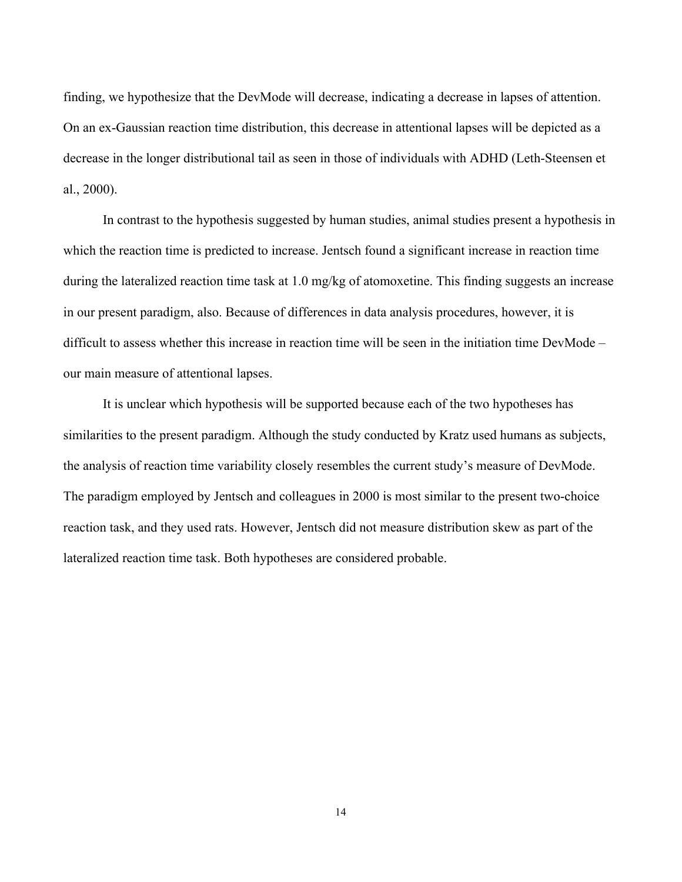finding, we hypothesize that the DevMode will decrease, indicating a decrease in lapses of attention. On an ex-Gaussian reaction time distribution, this decrease in attentional lapses will be depicted as a decrease in the longer distributional tail as seen in those of individuals with ADHD (Leth-Steensen et al., 2000).

In contrast to the hypothesis suggested by human studies, animal studies present a hypothesis in which the reaction time is predicted to increase. Jentsch found a significant increase in reaction time during the lateralized reaction time task at 1.0 mg/kg of atomoxetine. This finding suggests an increase in our present paradigm, also. Because of differences in data analysis procedures, however, it is difficult to assess whether this increase in reaction time will be seen in the initiation time DevMode – our main measure of attentional lapses.

It is unclear which hypothesis will be supported because each of the two hypotheses has similarities to the present paradigm. Although the study conducted by Kratz used humans as subjects, the analysis of reaction time variability closely resembles the current study's measure of DevMode. The paradigm employed by Jentsch and colleagues in 2000 is most similar to the present two-choice reaction task, and they used rats. However, Jentsch did not measure distribution skew as part of the lateralized reaction time task. Both hypotheses are considered probable.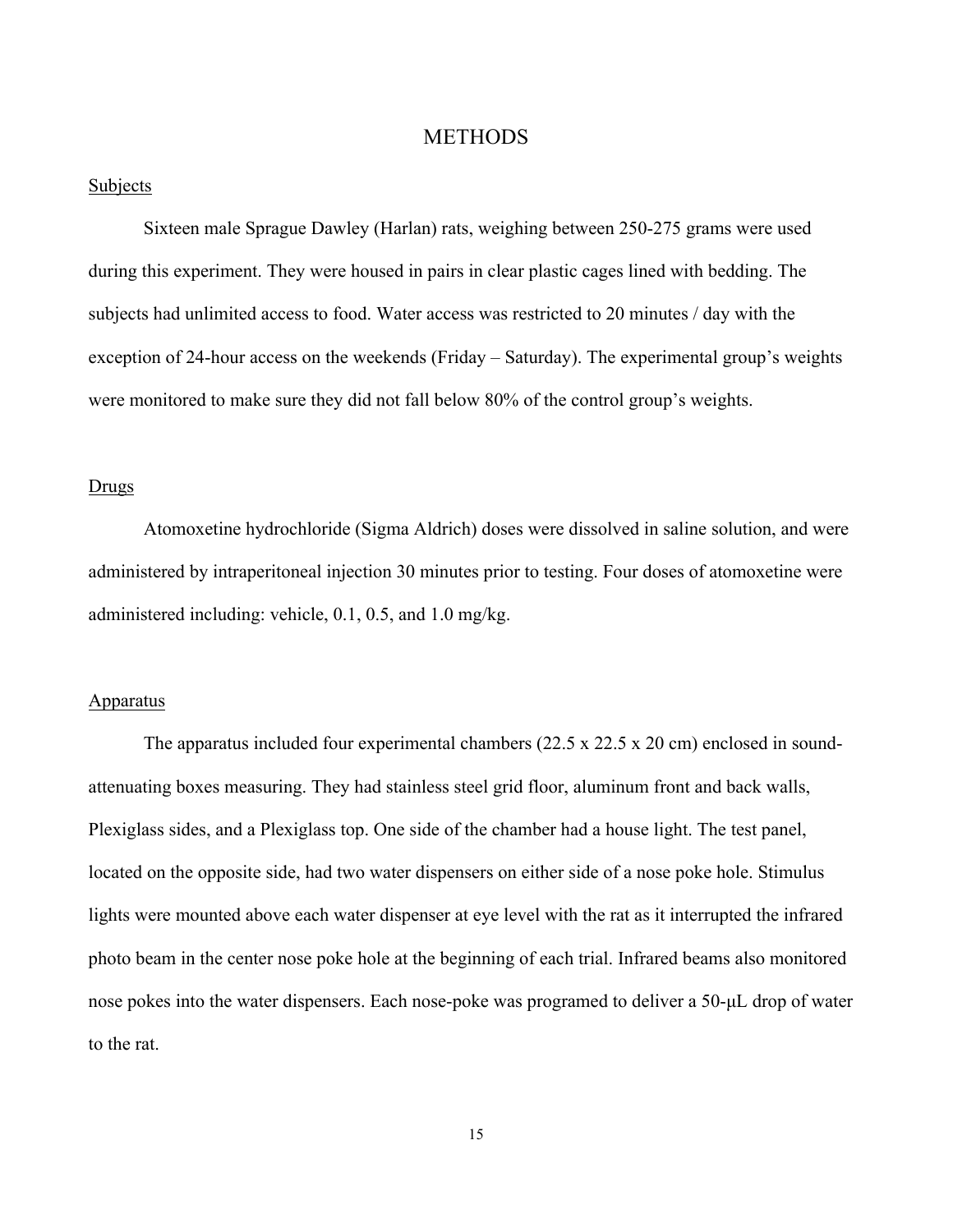# METHODS

## Subjects

Sixteen male Sprague Dawley (Harlan) rats, weighing between 250-275 grams were used during this experiment. They were housed in pairs in clear plastic cages lined with bedding. The subjects had unlimited access to food. Water access was restricted to 20 minutes / day with the exception of 24-hour access on the weekends (Friday – Saturday). The experimental group's weights were monitored to make sure they did not fall below 80% of the control group's weights.

## Drugs

Atomoxetine hydrochloride (Sigma Aldrich) doses were dissolved in saline solution, and were administered by intraperitoneal injection 30 minutes prior to testing. Four doses of atomoxetine were administered including: vehicle, 0.1, 0.5, and 1.0 mg/kg.

## Apparatus

The apparatus included four experimental chambers (22.5 x 22.5 x 20 cm) enclosed in sound-attenuating boxes measuring. They had stainless steel grid floor, aluminum front and back walls, Plexiglass sides, and a Plexiglass top. One side of the chamber had a house light. The test panel, located on the opposite side, had two water dispensers on either side of a nose poke hole. Stimulus lights were mounted above each water dispenser at eye level with the rat as it interrupted the infrared photo beam in the center nose poke hole at the beginning of each trial. Infrared beams also monitored nose pokes into the water dispensers. Each nose-poke was programed to deliver a 50-μL drop of water to the rat.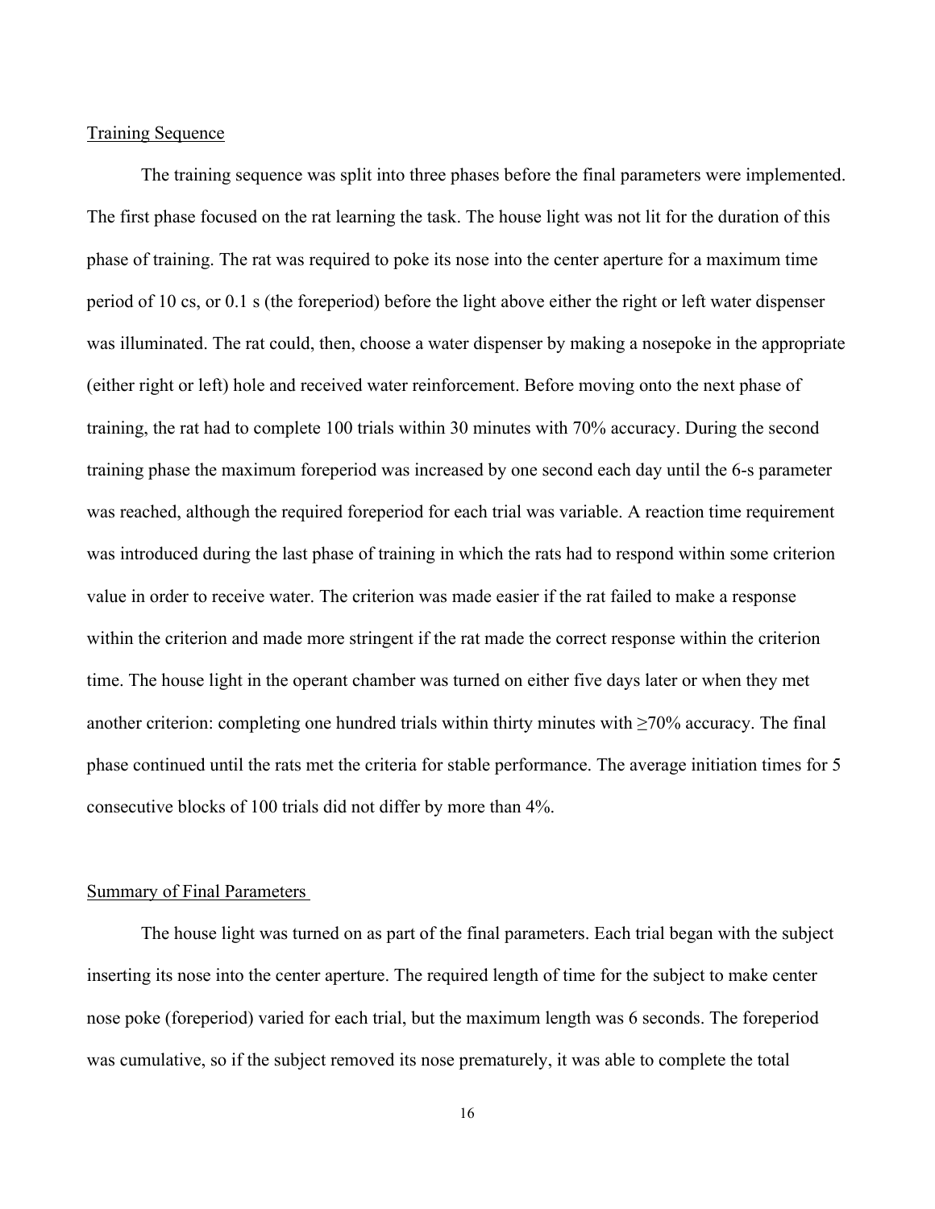## Training Sequence

The training sequence was split into three phases before the final parameters were implemented. The first phase focused on the rat learning the task. The house light was not lit for the duration of this phase of training. The rat was required to poke its nose into the center aperture for a maximum time period of 10 cs, or 0.1 s (the foreperiod) before the light above either the right or left water dispenser was illuminated. The rat could, then, choose a water dispenser by making a nosepoke in the appropriate (either right or left) hole and received water reinforcement. Before moving onto the next phase of training, the rat had to complete 100 trials within 30 minutes with 70% accuracy. During the second training phase the maximum foreperiod was increased by one second each day until the 6-s parameter was reached, although the required foreperiod for each trial was variable. A reaction time requirement was introduced during the last phase of training in which the rats had to respond within some criterion value in order to receive water. The criterion was made easier if the rat failed to make a response within the criterion and made more stringent if the rat made the correct response within the criterion time. The house light in the operant chamber was turned on either five days later or when they met another criterion: completing one hundred trials within thirty minutes with ≥70% accuracy. The final phase continued until the rats met the criteria for stable performance. The average initiation times for 5 consecutive blocks of 100 trials did not differ by more than 4%.

## Summary of Final Parameters

The house light was turned on as part of the final parameters. Each trial began with the subject inserting its nose into the center aperture. The required length of time for the subject to make center nose poke (foreperiod) varied for each trial, but the maximum length was 6 seconds. The foreperiod was cumulative, so if the subject removed its nose prematurely, it was able to complete the total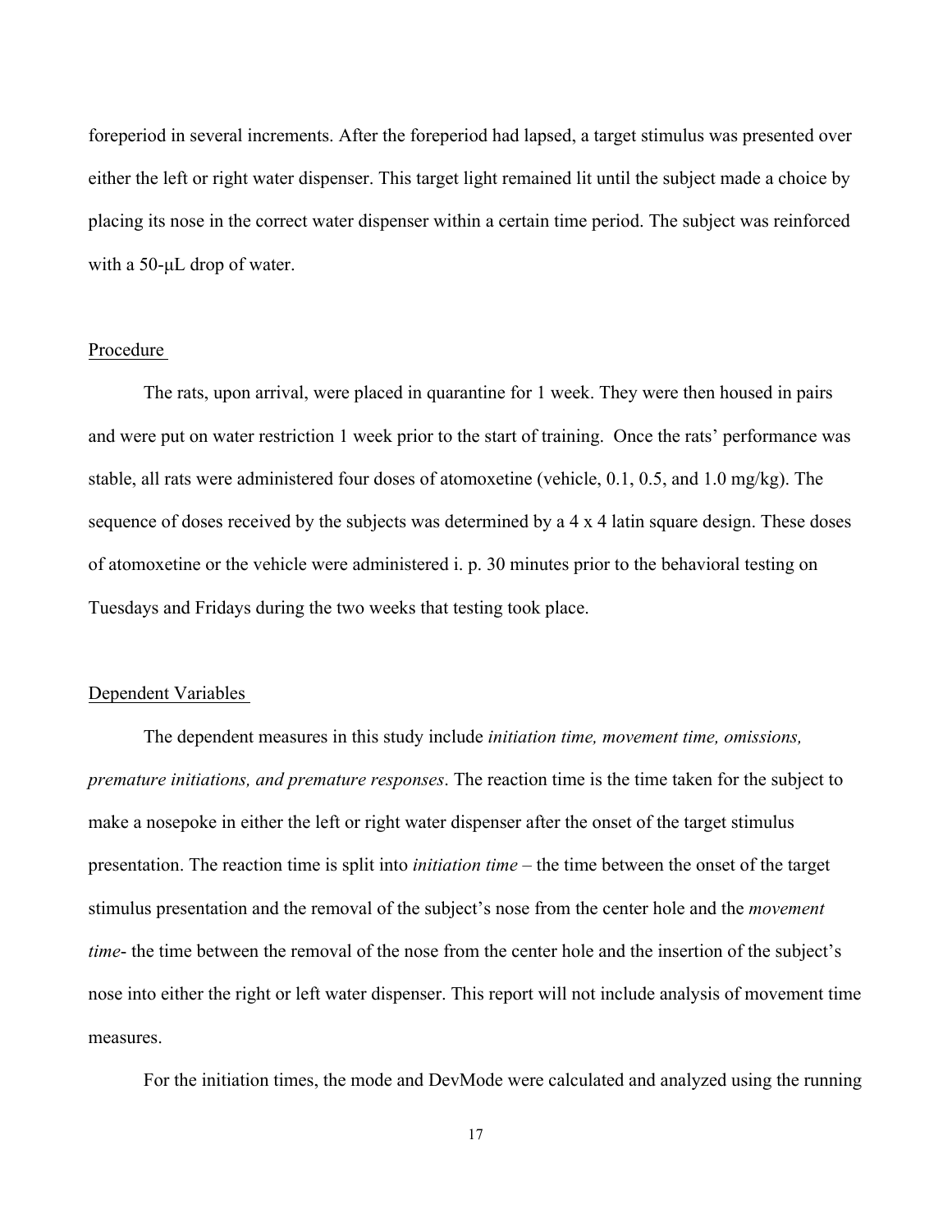foreperiod in several increments. After the foreperiod had lapsed, a target stimulus was presented over either the left or right water dispenser. This target light remained lit until the subject made a choice by placing its nose in the correct water dispenser within a certain time period. The subject was reinforced with a 50-μL drop of water.

## Procedure

The rats, upon arrival, were placed in quarantine for 1 week. They were then housed in pairs and were put on water restriction 1 week prior to the start of training. Once the rats' performance was stable, all rats were administered four doses of atomoxetine (vehicle, 0.1, 0.5, and 1.0 mg/kg). The sequence of doses received by the subjects was determined by a 4 x 4 latin square design. These doses of atomoxetine or the vehicle were administered i. p. 30 minutes prior to the behavioral testing on Tuesdays and Fridays during the two weeks that testing took place.

## Dependent Variables

The dependent measures in this study include *initiation time, movement time, omissions, premature initiations, and premature responses*. The reaction time is the time taken for the subject to make a nosepoke in either the left or right water dispenser after the onset of the target stimulus presentation. The reaction time is split into *initiation time* – the time between the onset of the target stimulus presentation and the removal of the subject's nose from the center hole and the *movement time*- the time between the removal of the nose from the center hole and the insertion of the subject's nose into either the right or left water dispenser. This report will not include analysis of movement time measures.

For the initiation times, the mode and DevMode were calculated and analyzed using the running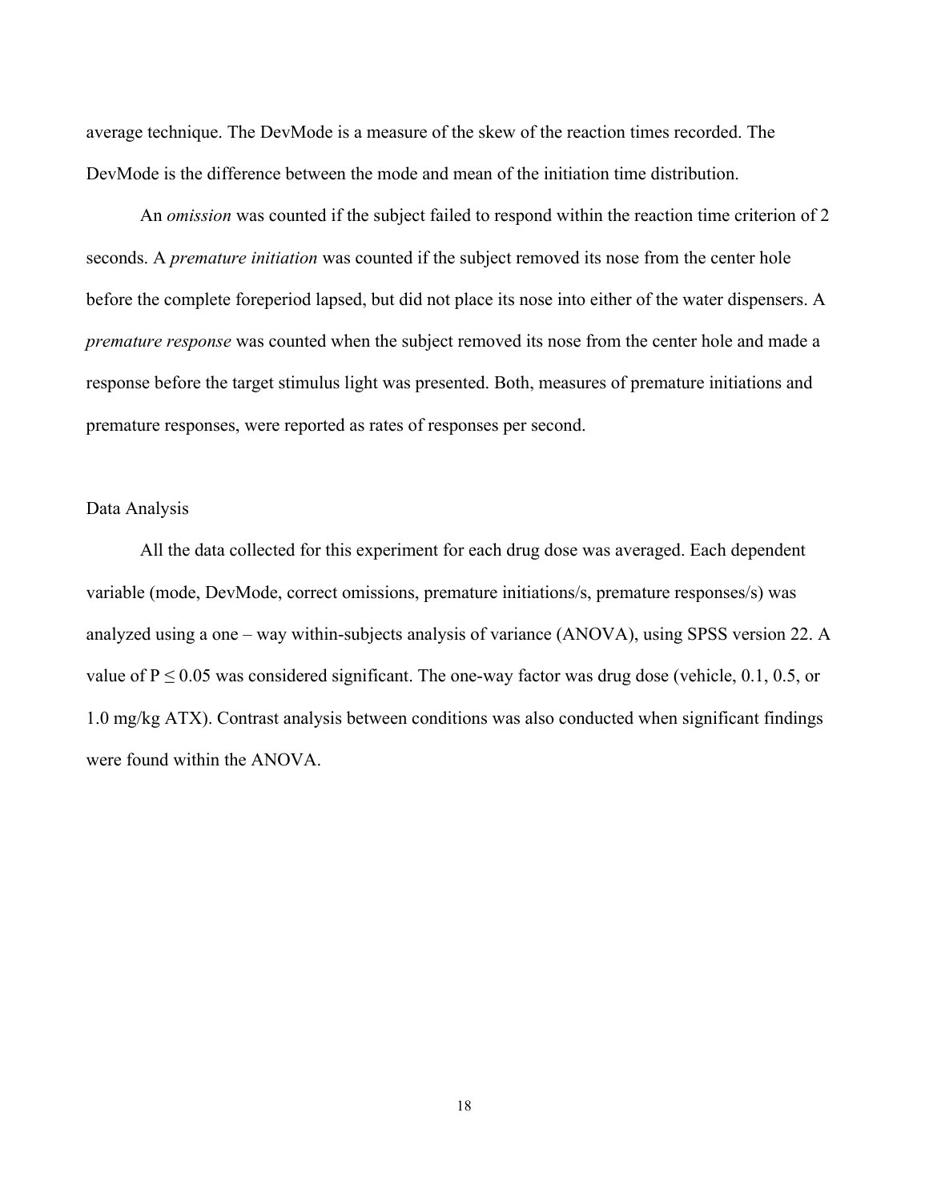average technique. The DevMode is a measure of the skew of the reaction times recorded. The DevMode is the difference between the mode and mean of the initiation time distribution.

An *omission* was counted if the subject failed to respond within the reaction time criterion of 2 seconds. A *premature initiation* was counted if the subject removed its nose from the center hole before the complete foreperiod lapsed, but did not place its nose into either of the water dispensers. A *premature response* was counted when the subject removed its nose from the center hole and made a response before the target stimulus light was presented. Both, measures of premature initiations and premature responses, were reported as rates of responses per second.

## Data Analysis

All the data collected for this experiment for each drug dose was averaged. Each dependent variable (mode, DevMode, correct omissions, premature initiations/s, premature responses/s) was analyzed using a one – way within-subjects analysis of variance (ANOVA), using SPSS version 22. A value of $P \leq 0.05$ was considered significant. The one-way factor was drug dose (vehicle, 0.1, 0.5, or 1.0 mg/kg ATX). Contrast analysis between conditions was also conducted when significant findings were found within the ANOVA.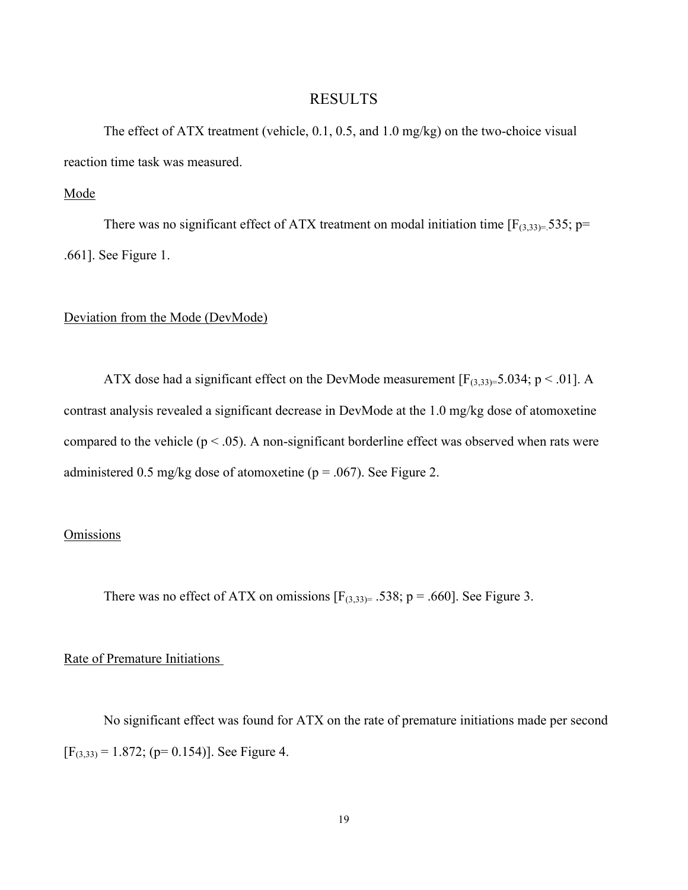# RESULTS

The effect of ATX treatment (vehicle, 0.1, 0.5, and 1.0 mg/kg) on the two-choice visual reaction time task was measured.

## Mode

There was no significant effect of ATX treatment on modal initiation time [$F_{(3,33)}$=.535; p= .661]. See Figure 1.

## Deviation from the Mode (DevMode)

ATX dose had a significant effect on the DevMode measurement [$F_{(3,33)}$=5.034; $p < .01$]. A contrast analysis revealed a significant decrease in DevMode at the 1.0 mg/kg dose of atomoxetine compared to the vehicle ($p < .05$). A non-significant borderline effect was observed when rats were administered 0.5 mg/kg dose of atomoxetine ($p = .067$). See Figure 2.

## Omissions

There was no effect of ATX on omissions [$F_{(3,33)}$= .538; $p = .660$]. See Figure 3.

## Rate of Premature Initiations

No significant effect was found for ATX on the rate of premature initiations made per second [$F_{(3,33)} = 1.872$; ($p= 0.154$)]. See Figure 4.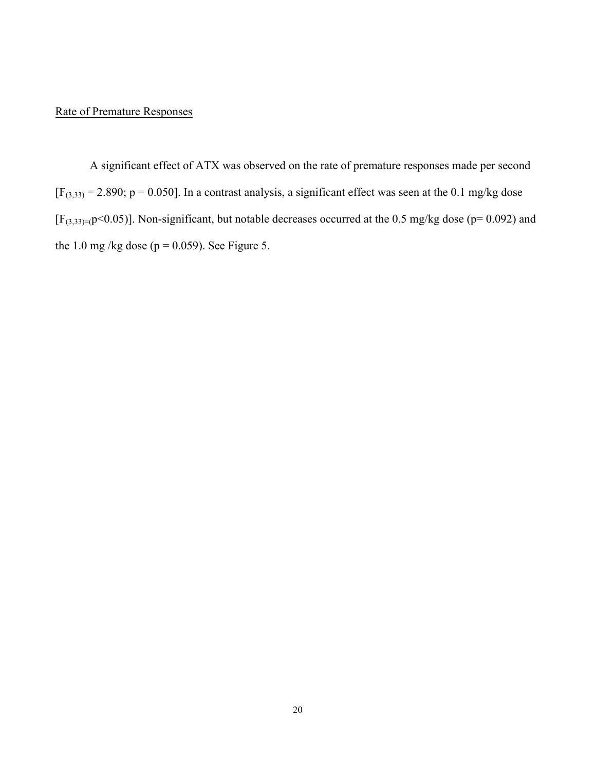Rate of Premature Responses

A significant effect of ATX was observed on the rate of premature responses made per second [$F_{(3,33)} = 2.890$; $p = 0.050$]. In a contrast analysis, a significant effect was seen at the 0.1 mg/kg dose [$F_{(3,33)=(}$$p<0.05$)]. Non-significant, but notable decreases occurred at the 0.5 mg/kg dose ($p= 0.092$) and the 1.0 mg /kg dose ($p = 0.059$). See Figure 5.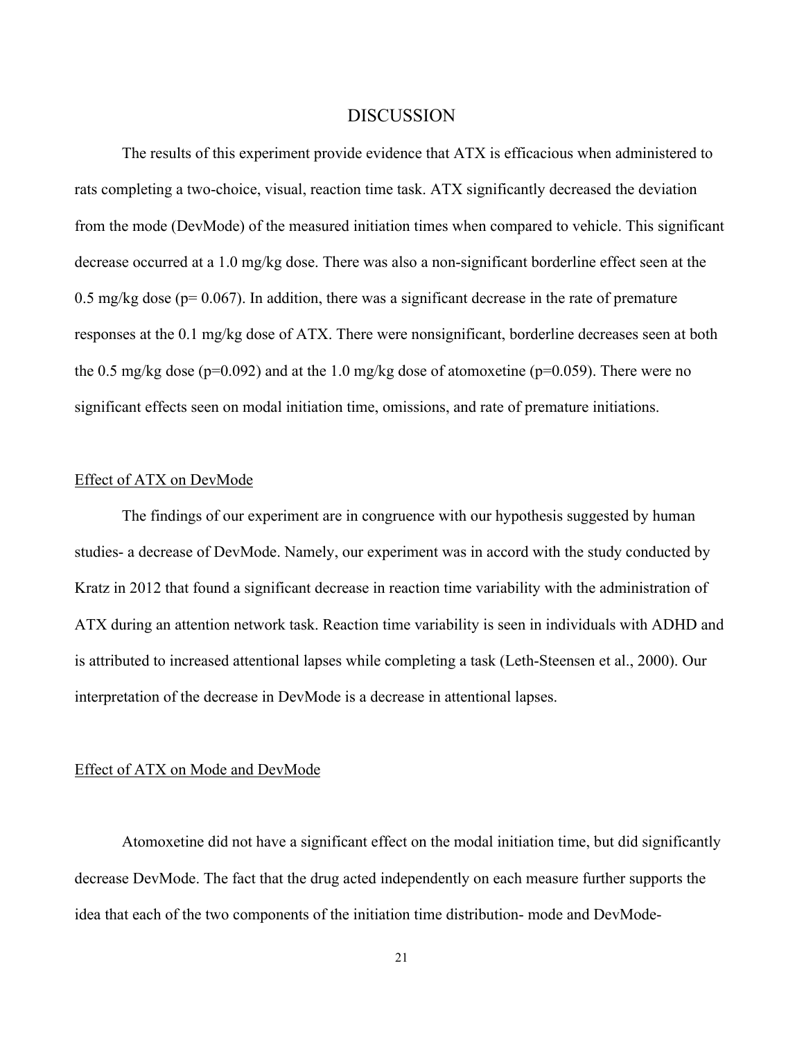# DISCUSSION

The results of this experiment provide evidence that ATX is efficacious when administered to rats completing a two-choice, visual, reaction time task. ATX significantly decreased the deviation from the mode (DevMode) of the measured initiation times when compared to vehicle. This significant decrease occurred at a 1.0 mg/kg dose. There was also a non-significant borderline effect seen at the 0.5 mg/kg dose ($p = 0.067$). In addition, there was a significant decrease in the rate of premature responses at the 0.1 mg/kg dose of ATX. There were nonsignificant, borderline decreases seen at both the 0.5 mg/kg dose ($p=0.092$) and at the 1.0 mg/kg dose of atomoxetine ($p=0.059$). There were no significant effects seen on modal initiation time, omissions, and rate of premature initiations.

## Effect of ATX on DevMode

The findings of our experiment are in congruence with our hypothesis suggested by human studies- a decrease of DevMode. Namely, our experiment was in accord with the study conducted by Kratz in 2012 that found a significant decrease in reaction time variability with the administration of ATX during an attention network task. Reaction time variability is seen in individuals with ADHD and is attributed to increased attentional lapses while completing a task (Leth-Steensen et al., 2000). Our interpretation of the decrease in DevMode is a decrease in attentional lapses.

## Effect of ATX on Mode and DevMode

Atomoxetine did not have a significant effect on the modal initiation time, but did significantly decrease DevMode. The fact that the drug acted independently on each measure further supports the idea that each of the two components of the initiation time distribution- mode and DevMode-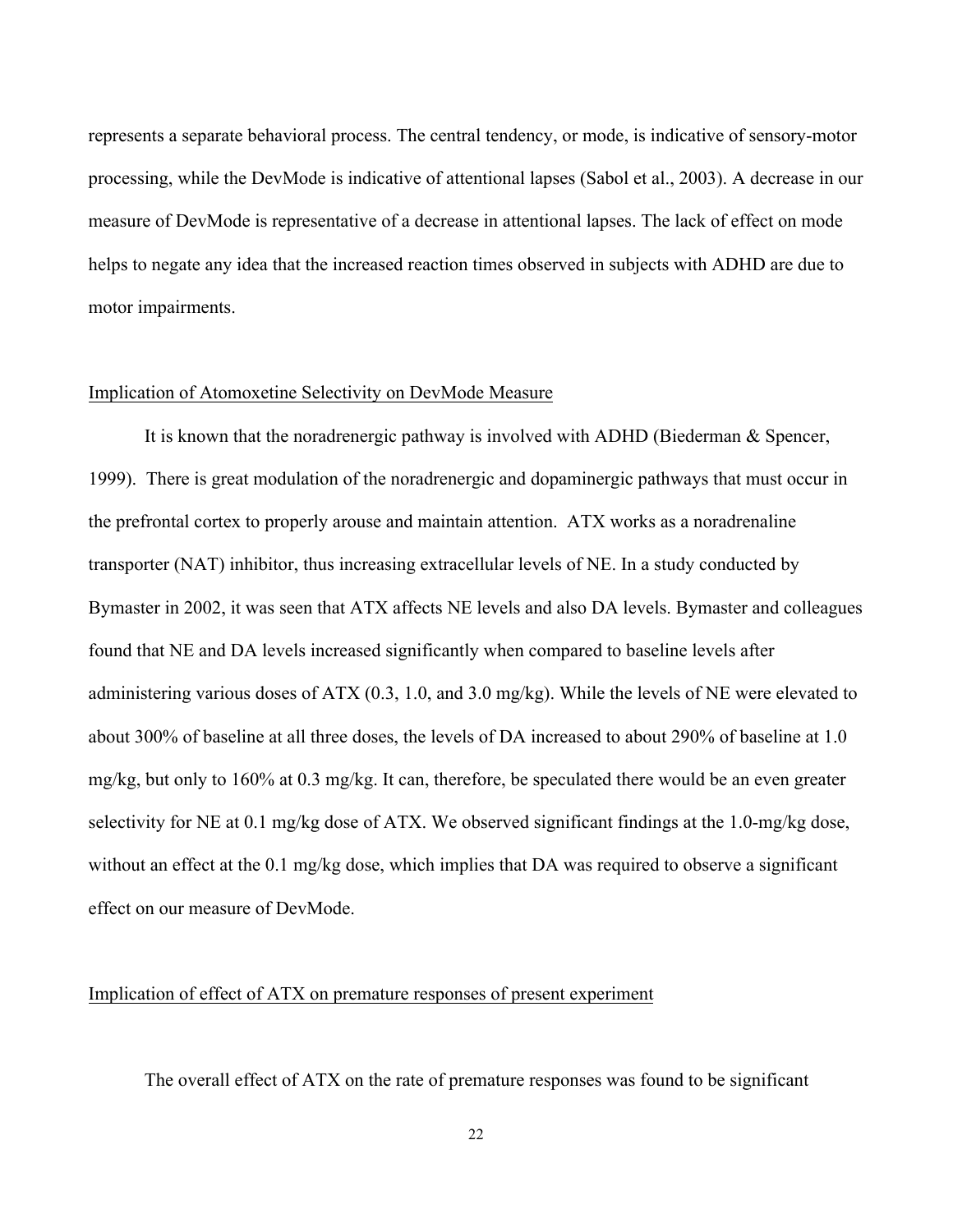represents a separate behavioral process. The central tendency, or mode, is indicative of sensory-motor processing, while the DevMode is indicative of attentional lapses (Sabol et al., 2003). A decrease in our measure of DevMode is representative of a decrease in attentional lapses. The lack of effect on mode helps to negate any idea that the increased reaction times observed in subjects with ADHD are due to motor impairments.

## Implication of Atomoxetine Selectivity on DevMode Measure

It is known that the noradrenergic pathway is involved with ADHD (Biederman & Spencer, 1999). There is great modulation of the noradrenergic and dopaminergic pathways that must occur in the prefrontal cortex to properly arouse and maintain attention. ATX works as a noradrenaline transporter (NAT) inhibitor, thus increasing extracellular levels of NE. In a study conducted by Bymaster in 2002, it was seen that ATX affects NE levels and also DA levels. Bymaster and colleagues found that NE and DA levels increased significantly when compared to baseline levels after administering various doses of ATX (0.3, 1.0, and 3.0 mg/kg). While the levels of NE were elevated to about 300% of baseline at all three doses, the levels of DA increased to about 290% of baseline at 1.0 mg/kg, but only to 160% at 0.3 mg/kg. It can, therefore, be speculated there would be an even greater selectivity for NE at 0.1 mg/kg dose of ATX. We observed significant findings at the 1.0-mg/kg dose, without an effect at the 0.1 mg/kg dose, which implies that DA was required to observe a significant effect on our measure of DevMode.

## Implication of effect of ATX on premature responses of present experiment

The overall effect of ATX on the rate of premature responses was found to be significant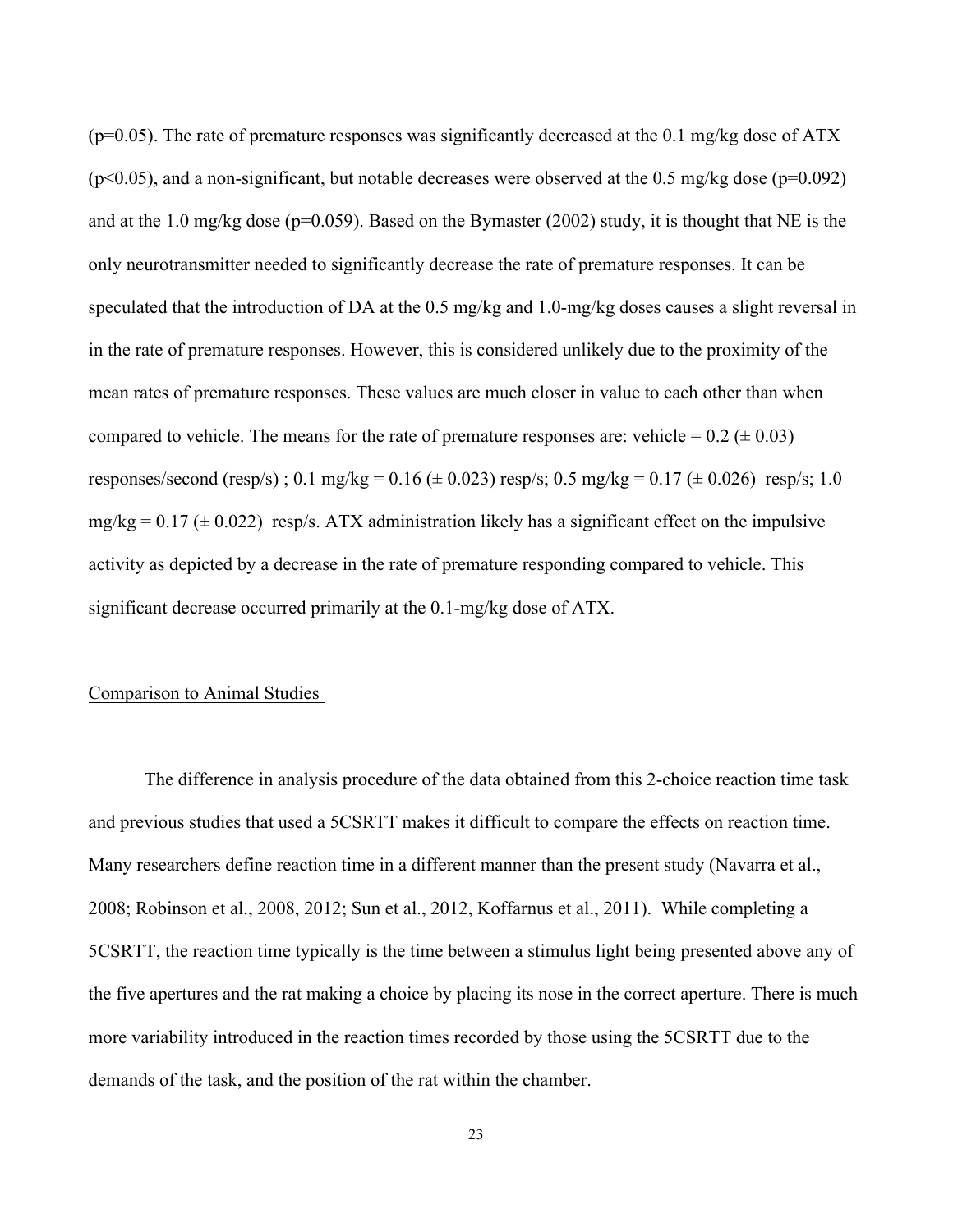($p=0.05$). The rate of premature responses was significantly decreased at the 0.1 mg/kg dose of ATX ($p<0.05$), and a non-significant, but notable decreases were observed at the 0.5 mg/kg dose ($p=0.092$) and at the 1.0 mg/kg dose ($p=0.059$). Based on the Bymaster (2002) study, it is thought that NE is the only neurotransmitter needed to significantly decrease the rate of premature responses. It can be speculated that the introduction of DA at the 0.5 mg/kg and 1.0-mg/kg doses causes a slight reversal in in the rate of premature responses. However, this is considered unlikely due to the proximity of the mean rates of premature responses. These values are much closer in value to each other than when compared to vehicle. The means for the rate of premature responses are: vehicle = 0.2 (± 0.03) responses/second (resp/s) ; 0.1 mg/kg = 0.16 (± 0.023) resp/s; 0.5 mg/kg = 0.17 (± 0.026) resp/s; 1.0 mg/kg = 0.17 (± 0.022) resp/s. ATX administration likely has a significant effect on the impulsive activity as depicted by a decrease in the rate of premature responding compared to vehicle. This significant decrease occurred primarily at the 0.1-mg/kg dose of ATX.

## Comparison to Animal Studies

The difference in analysis procedure of the data obtained from this 2-choice reaction time task and previous studies that used a 5CSRTT makes it difficult to compare the effects on reaction time. Many researchers define reaction time in a different manner than the present study (Navarra et al., 2008; Robinson et al., 2008, 2012; Sun et al., 2012, Koffarnus et al., 2011). While completing a 5CSRTT, the reaction time typically is the time between a stimulus light being presented above any of the five apertures and the rat making a choice by placing its nose in the correct aperture. There is much more variability introduced in the reaction times recorded by those using the 5CSRTT due to the demands of the task, and the position of the rat within the chamber.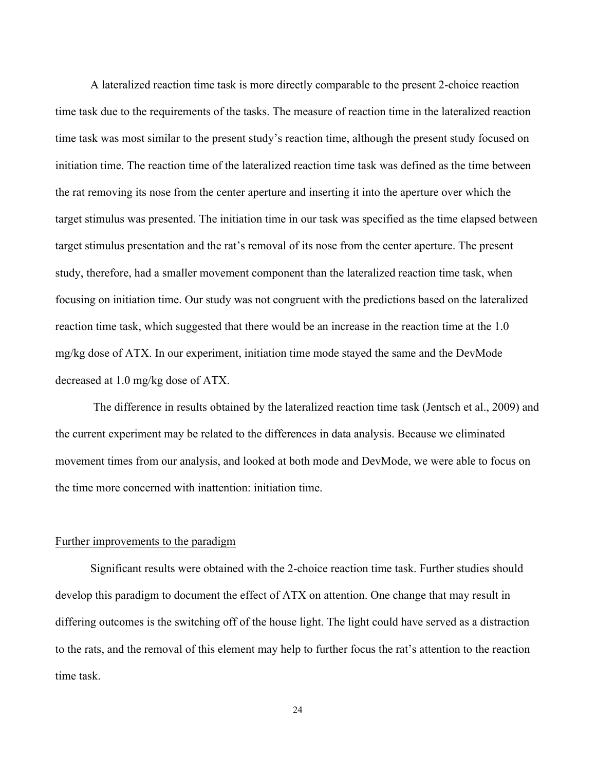A lateralized reaction time task is more directly comparable to the present 2-choice reaction time task due to the requirements of the tasks. The measure of reaction time in the lateralized reaction time task was most similar to the present study's reaction time, although the present study focused on initiation time. The reaction time of the lateralized reaction time task was defined as the time between the rat removing its nose from the center aperture and inserting it into the aperture over which the target stimulus was presented. The initiation time in our task was specified as the time elapsed between target stimulus presentation and the rat's removal of its nose from the center aperture. The present study, therefore, had a smaller movement component than the lateralized reaction time task, when focusing on initiation time. Our study was not congruent with the predictions based on the lateralized reaction time task, which suggested that there would be an increase in the reaction time at the 1.0 mg/kg dose of ATX. In our experiment, initiation time mode stayed the same and the DevMode decreased at 1.0 mg/kg dose of ATX.

The difference in results obtained by the lateralized reaction time task (Jentsch et al., 2009) and the current experiment may be related to the differences in data analysis. Because we eliminated movement times from our analysis, and looked at both mode and DevMode, we were able to focus on the time more concerned with inattention: initiation time.

## Further improvements to the paradigm

Significant results were obtained with the 2-choice reaction time task. Further studies should develop this paradigm to document the effect of ATX on attention. One change that may result in differing outcomes is the switching off of the house light. The light could have served as a distraction to the rats, and the removal of this element may help to further focus the rat's attention to the reaction time task.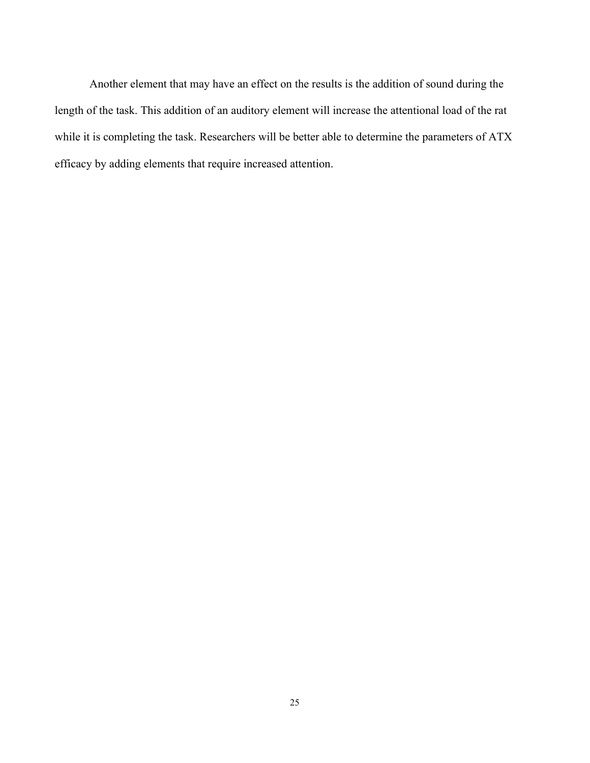Another element that may have an effect on the results is the addition of sound during the length of the task. This addition of an auditory element will increase the attentional load of the rat while it is completing the task. Researchers will be better able to determine the parameters of ATX efficacy by adding elements that require increased attention.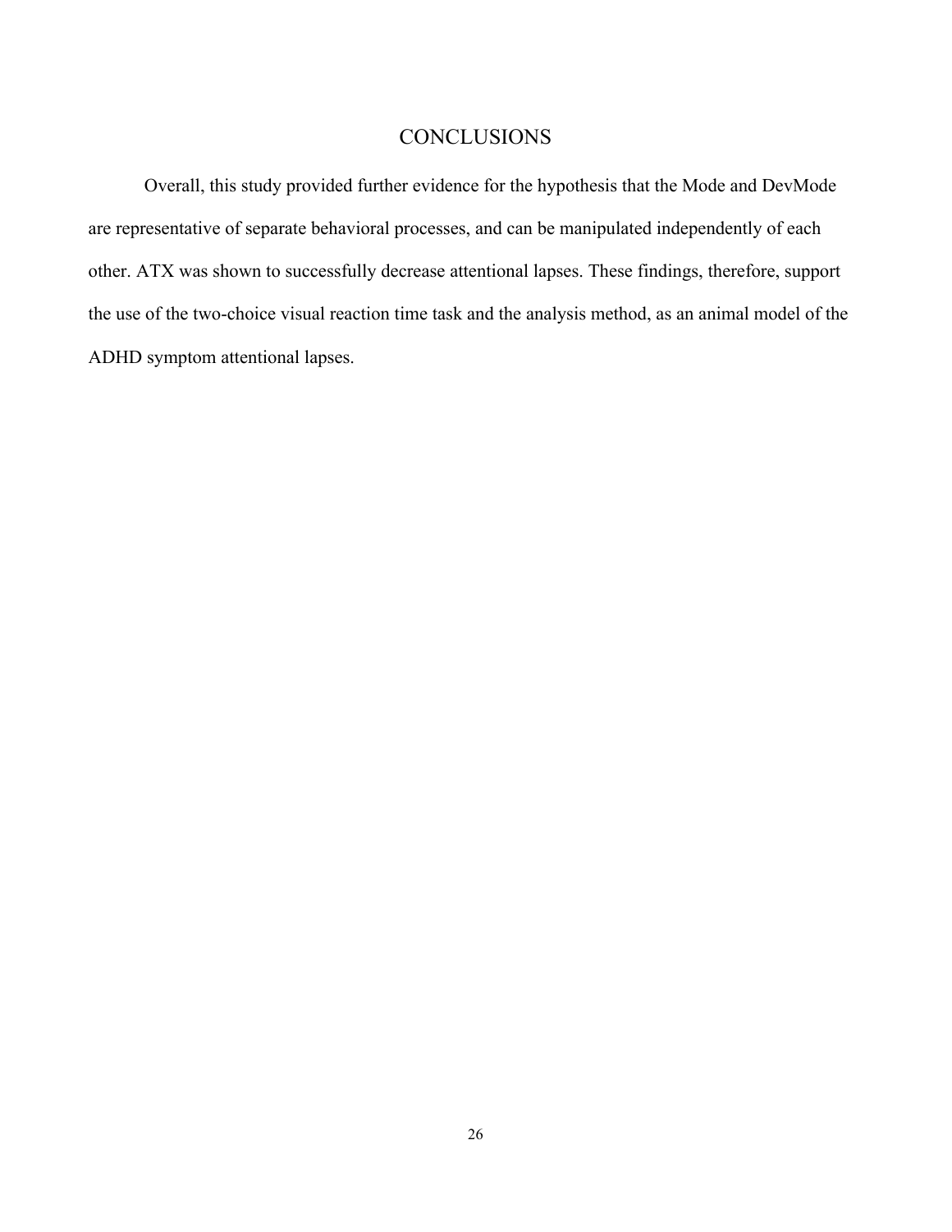# CONCLUSIONS

Overall, this study provided further evidence for the hypothesis that the Mode and DevMode are representative of separate behavioral processes, and can be manipulated independently of each other. ATX was shown to successfully decrease attentional lapses. These findings, therefore, support the use of the two-choice visual reaction time task and the analysis method, as an animal model of the ADHD symptom attentional lapses.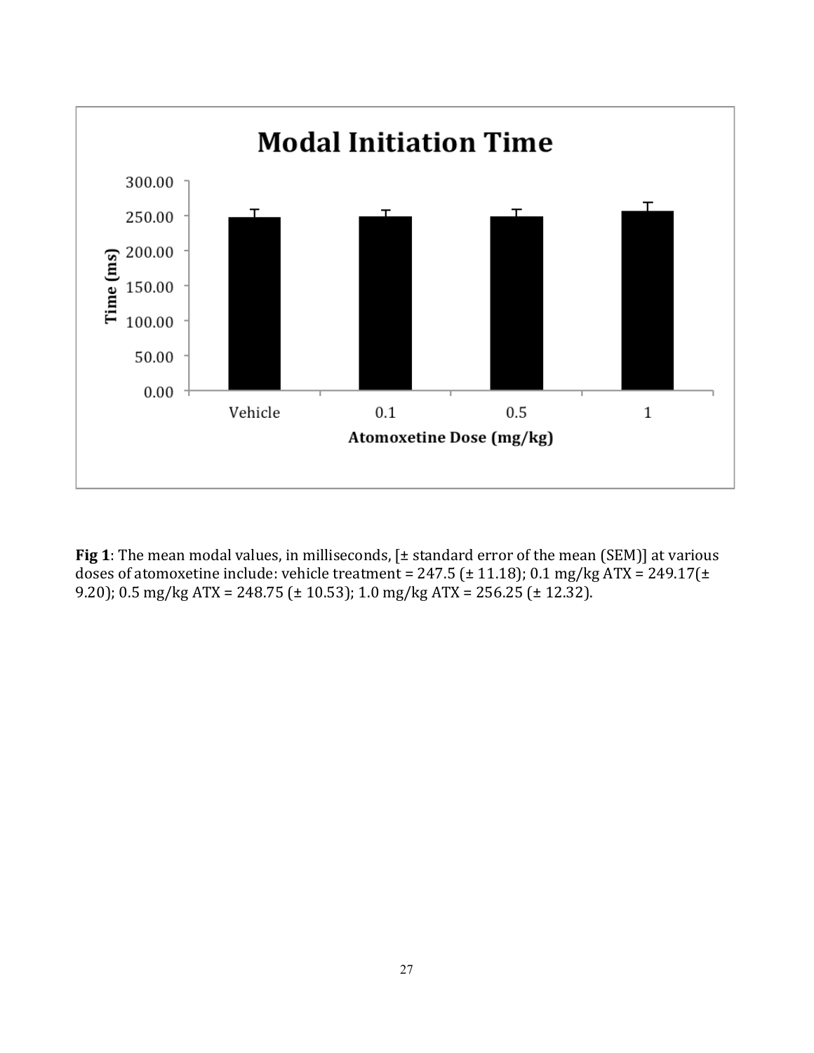**Fig 1**: The mean modal values, in milliseconds, [± standard error of the mean (SEM)] at various doses of atomoxetine include: vehicle treatment = 247.5 (± 11.18); 0.1 mg/kg ATX = 249.17(± 9.20); 0.5 mg/kg ATX = 248.75 (± 10.53); 1.0 mg/kg ATX = 256.25 (± 12.32).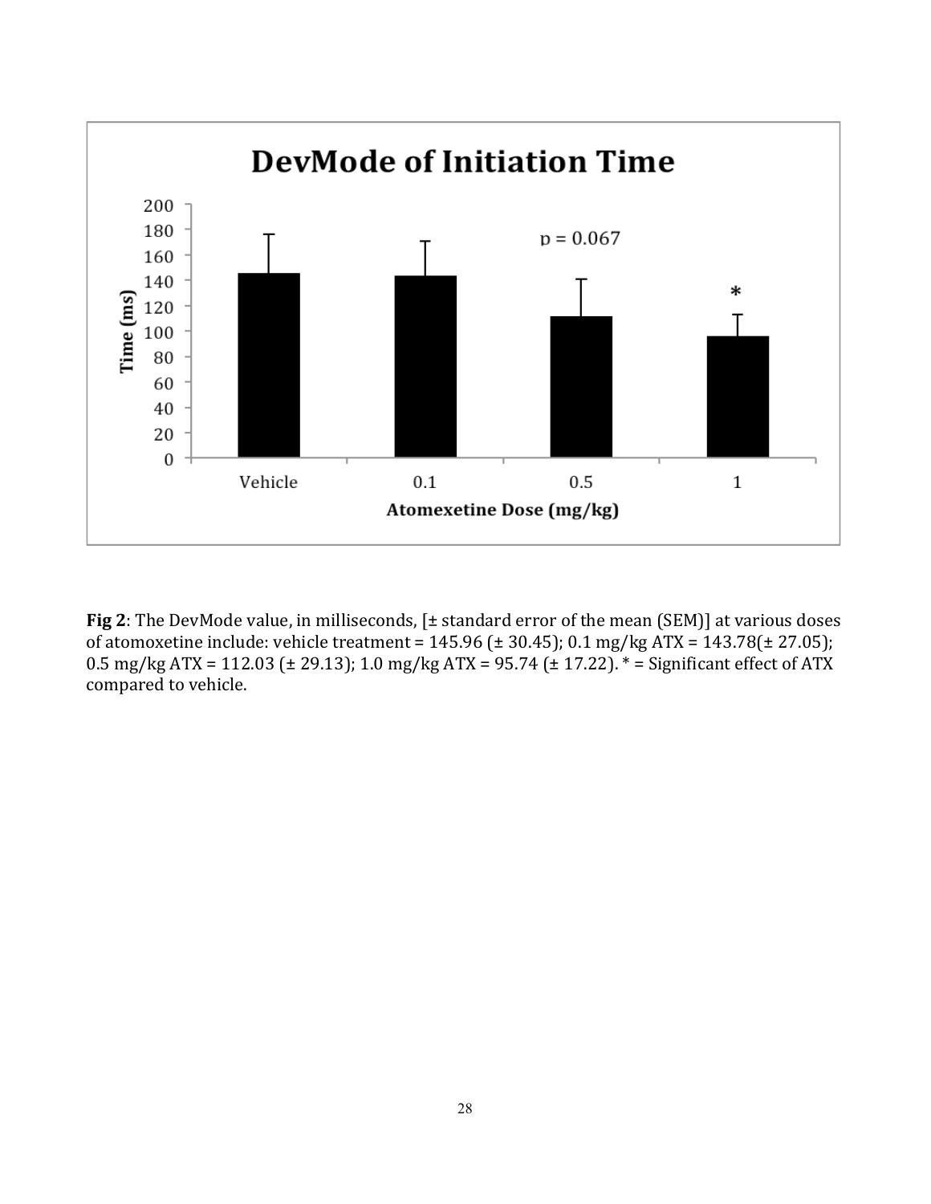**Fig 2**: The DevMode value, in milliseconds, [± standard error of the mean (SEM)] at various doses of atomoxetine include: vehicle treatment = 145.96 (± 30.45); 0.1 mg/kg ATX = 143.78(± 27.05); 0.5 mg/kg ATX = 112.03 (± 29.13); 1.0 mg/kg ATX = 95.74 (± 17.22). * = Significant effect of ATX compared to vehicle.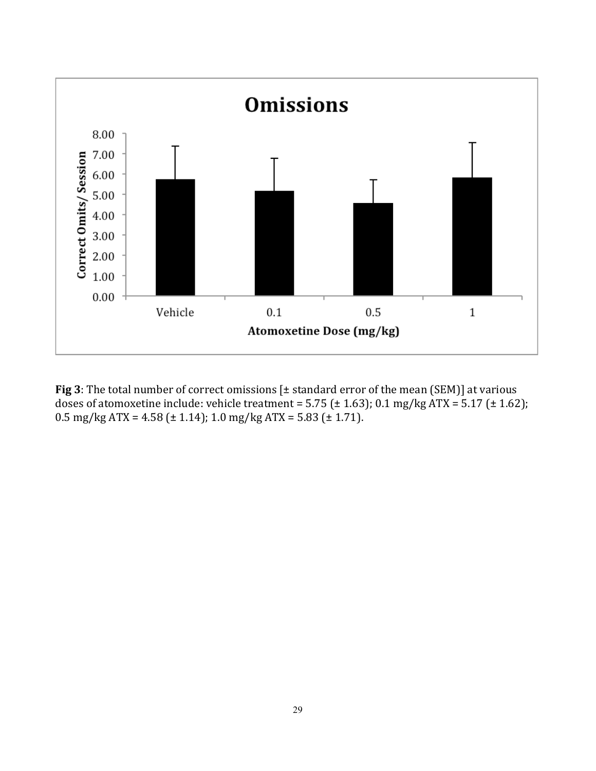**Fig 3**: The total number of correct omissions [± standard error of the mean (SEM)] at various doses of atomoxetine include: vehicle treatment = 5.75 (± 1.63); 0.1 mg/kg ATX = 5.17 (± 1.62); 0.5 mg/kg ATX = 4.58 (± 1.14); 1.0 mg/kg ATX = 5.83 (± 1.71).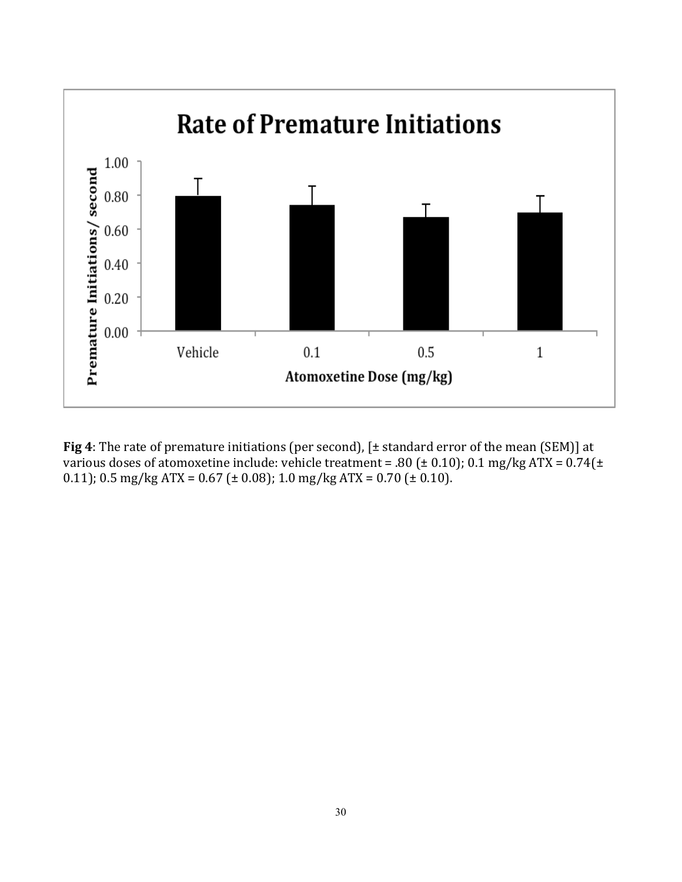**Fig 4**: The rate of premature initiations (per second), [± standard error of the mean (SEM)] at various doses of atomoxetine include: vehicle treatment = .80 (± 0.10); 0.1 mg/kg ATX = 0.74(± 0.11); 0.5 mg/kg ATX = 0.67 (± 0.08); 1.0 mg/kg ATX = 0.70 (± 0.10).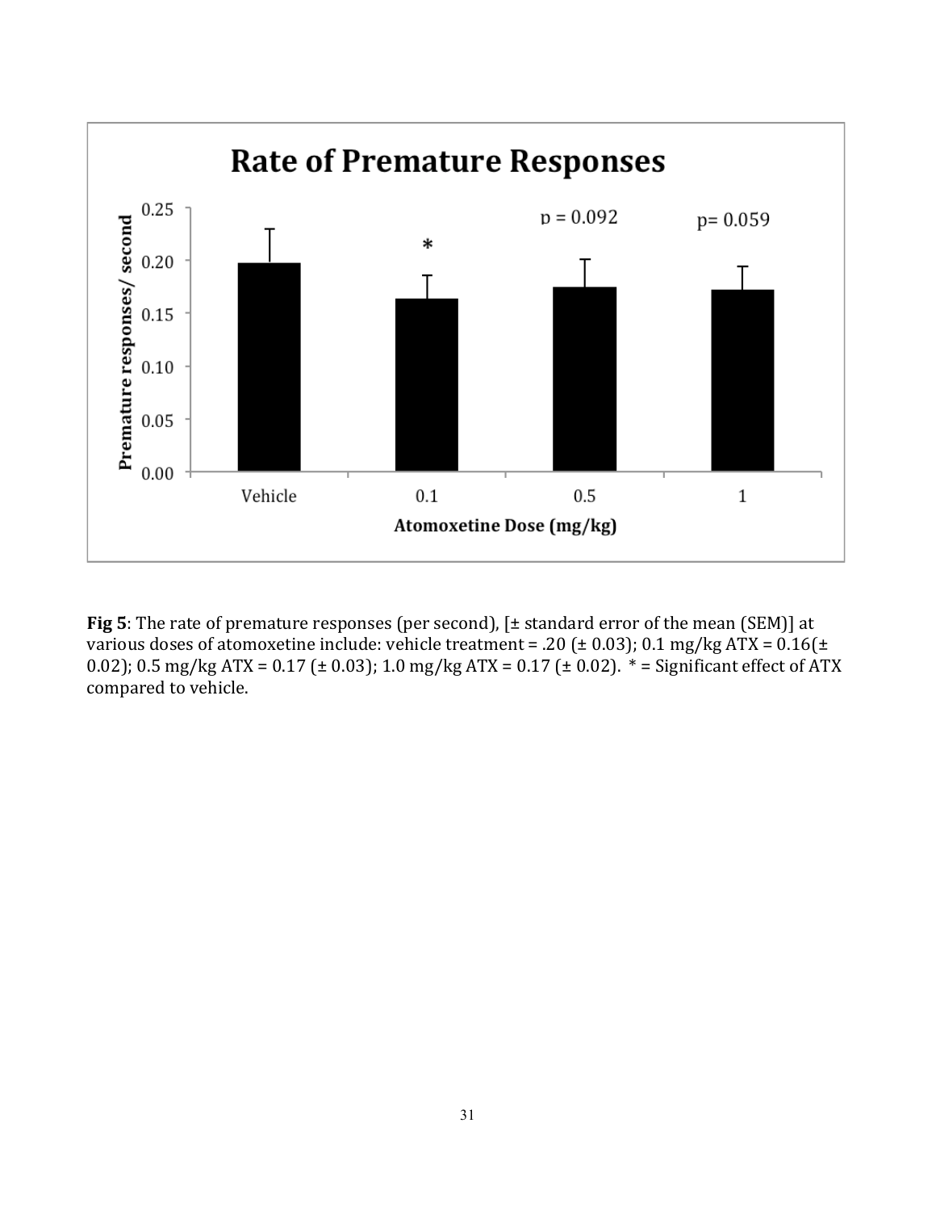**Fig 5**: The rate of premature responses (per second), [± standard error of the mean (SEM)] at various doses of atomoxetine include: vehicle treatment = .20 (± 0.03); 0.1 mg/kg ATX = 0.16(± 0.02); 0.5 mg/kg ATX = 0.17 (± 0.03); 1.0 mg/kg ATX = 0.17 (± 0.02). * = Significant effect of ATX compared to vehicle.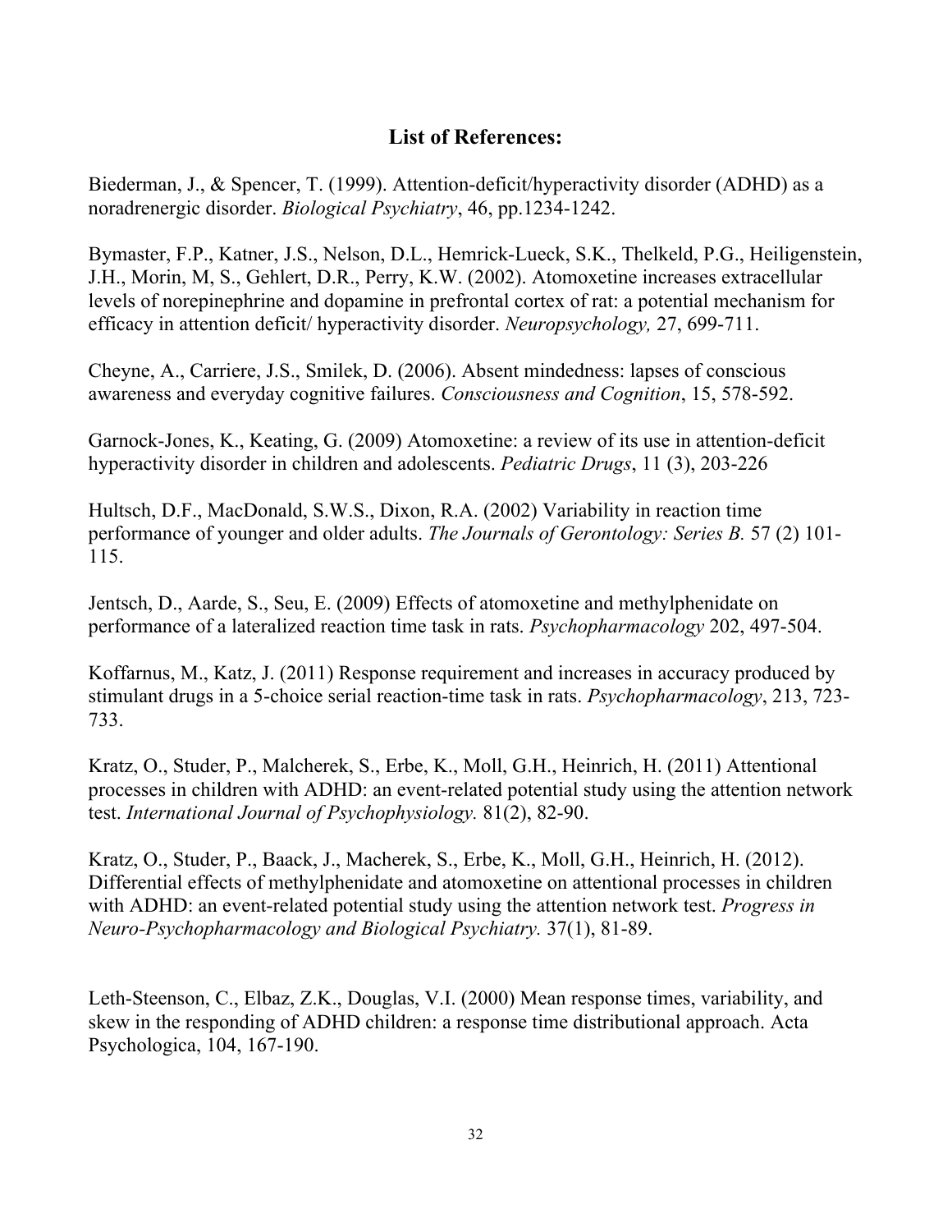## List of References:

Biederman, J., & Spencer, T. (1999). Attention-deficit/hyperactivity disorder (ADHD) as a noradrenergic disorder. *Biological Psychiatry*, 46, pp.1234-1242.

Bymaster, F.P., Katner, J.S., Nelson, D.L., Hemrick-Lueck, S.K., Thelkeld, P.G., Heiligenstein, J.H., Morin, M, S., Gehlert, D.R., Perry, K.W. (2002). Atomoxetine increases extracellular levels of norepinephrine and dopamine in prefrontal cortex of rat: a potential mechanism for efficacy in attention deficit/ hyperactivity disorder. *Neuropsychology,* 27, 699-711.

Cheyne, A., Carriere, J.S., Smilek, D. (2006). Absent mindedness: lapses of conscious awareness and everyday cognitive failures. *Consciousness and Cognition*, 15, 578-592.

Garnock-Jones, K., Keating, G. (2009) Atomoxetine: a review of its use in attention-deficit hyperactivity disorder in children and adolescents. *Pediatric Drugs*, 11 (3), 203-226

Hultsch, D.F., MacDonald, S.W.S., Dixon, R.A. (2002) Variability in reaction time performance of younger and older adults. *The Journals of Gerontology: Series B.* 57 (2) 101-115.

Jentsch, D., Aarde, S., Seu, E. (2009) Effects of atomoxetine and methylphenidate on performance of a lateralized reaction time task in rats. *Psychopharmacology* 202, 497-504.

Koffarnus, M., Katz, J. (2011) Response requirement and increases in accuracy produced by stimulant drugs in a 5-choice serial reaction-time task in rats. *Psychopharmacology*, 213, 723-733.

Kratz, O., Studer, P., Malcherek, S., Erbe, K., Moll, G.H., Heinrich, H. (2011) Attentional processes in children with ADHD: an event-related potential study using the attention network test. *International Journal of Psychophysiology.* 81(2), 82-90.

Kratz, O., Studer, P., Baack, J., Macherek, S., Erbe, K., Moll, G.H., Heinrich, H. (2012). Differential effects of methylphenidate and atomoxetine on attentional processes in children with ADHD: an event-related potential study using the attention network test. *Progress in Neuro-Psychopharmacology and Biological Psychiatry.* 37(1), 81-89.

Leth-Steenson, C., Elbaz, Z.K., Douglas, V.I. (2000) Mean response times, variability, and skew in the responding of ADHD children: a response time distributional approach. Acta Psychologica, 104, 167-190.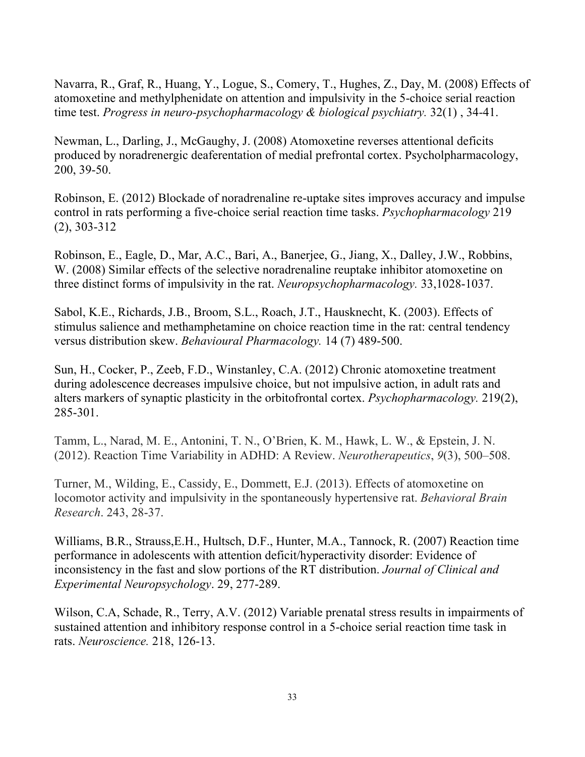Navarra, R., Graf, R., Huang, Y., Logue, S., Comery, T., Hughes, Z., Day, M. (2008) Effects of atomoxetine and methylphenidate on attention and impulsivity in the 5-choice serial reaction time test. *Progress in neuro-psychopharmacology & biological psychiatry.* 32(1) , 34-41.

Newman, L., Darling, J., McGaughy, J. (2008) Atomoxetine reverses attentional deficits produced by noradrenergic deaferentation of medial prefrontal cortex. Psycholpharmacology, 200, 39-50.

Robinson, E. (2012) Blockade of noradrenaline re-uptake sites improves accuracy and impulse control in rats performing a five-choice serial reaction time tasks. *Psychopharmacology* 219 (2), 303-312

Robinson, E., Eagle, D., Mar, A.C., Bari, A., Banerjee, G., Jiang, X., Dalley, J.W., Robbins, W. (2008) Similar effects of the selective noradrenaline reuptake inhibitor atomoxetine on three distinct forms of impulsivity in the rat. *Neuropsychopharmacology.* 33,1028-1037.

Sabol, K.E., Richards, J.B., Broom, S.L., Roach, J.T., Hausknecht, K. (2003). Effects of stimulus salience and methamphetamine on choice reaction time in the rat: central tendency versus distribution skew. *Behavioural Pharmacology.* 14 (7) 489-500.

Sun, H., Cocker, P., Zeeb, F.D., Winstanley, C.A. (2012) Chronic atomoxetine treatment during adolescence decreases impulsive choice, but not impulsive action, in adult rats and alters markers of synaptic plasticity in the orbitofrontal cortex. *Psychopharmacology.* 219(2), 285-301.

Tamm, L., Narad, M. E., Antonini, T. N., O'Brien, K. M., Hawk, L. W., & Epstein, J. N. (2012). Reaction Time Variability in ADHD: A Review. *Neurotherapeutics*, *9*(3), 500–508.

Turner, M., Wilding, E., Cassidy, E., Dommett, E.J. (2013). Effects of atomoxetine on locomotor activity and impulsivity in the spontaneously hypertensive rat. *Behavioral Brain Research*. 243, 28-37.

Williams, B.R., Strauss,E.H., Hultsch, D.F., Hunter, M.A., Tannock, R. (2007) Reaction time performance in adolescents with attention deficit/hyperactivity disorder: Evidence of inconsistency in the fast and slow portions of the RT distribution. *Journal of Clinical and Experimental Neuropsychology*. 29, 277-289.

Wilson, C.A, Schade, R., Terry, A.V. (2012) Variable prenatal stress results in impairments of sustained attention and inhibitory response control in a 5-choice serial reaction time task in rats. *Neuroscience.* 218, 126-13.